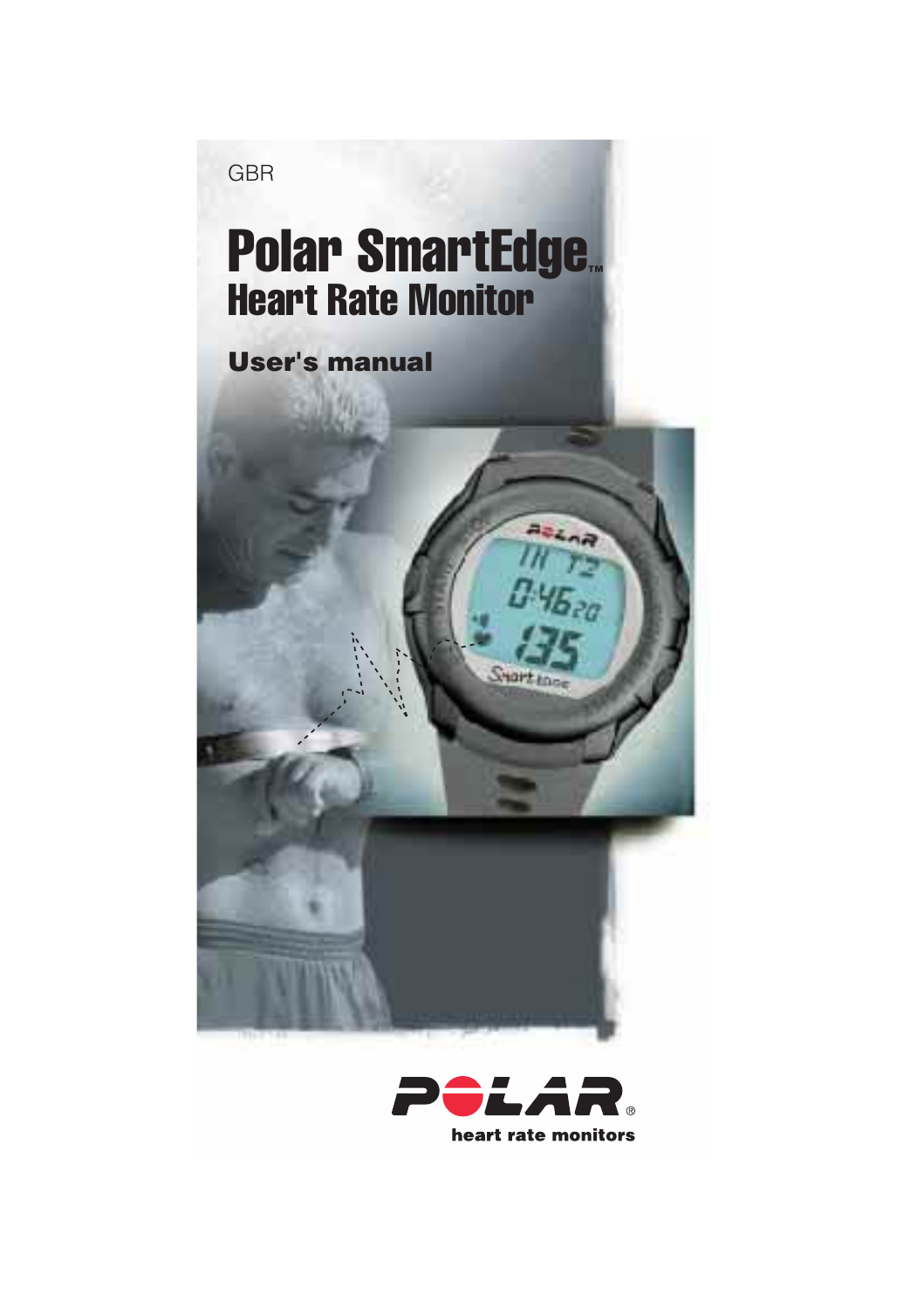GBR

# Polar SmartEdge™
## Heart Rate Monitor

### User's manual

POLAR®
heart rate monitors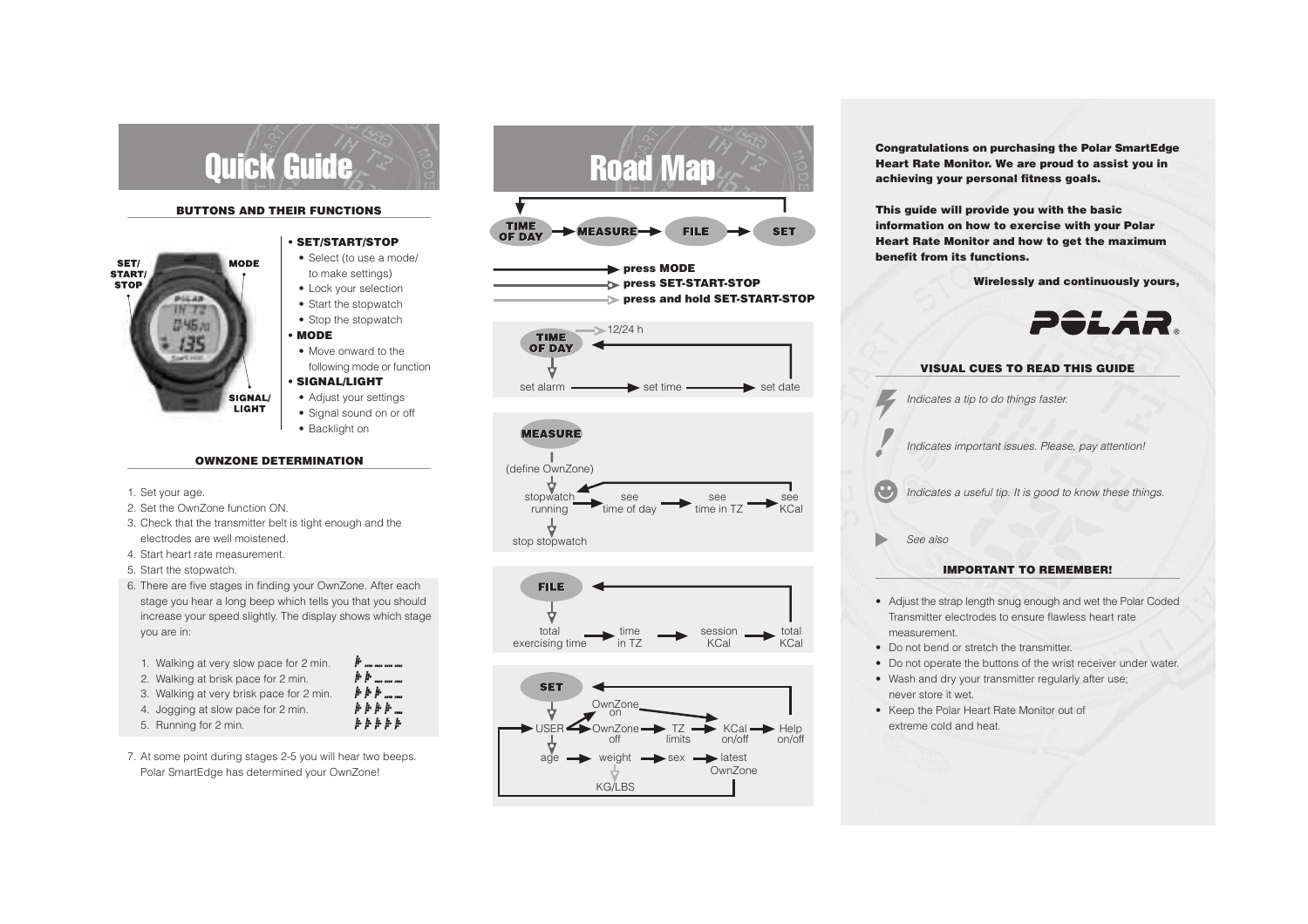# Quick Guide

### BUTTONS AND THEIR FUNCTIONS

SET/START/STOP — MODE — SIGNAL/LIGHT

- **SET/START/STOP**
  - Select (to use a mode/ to make settings)
  - Lock your selection
  - Start the stopwatch
  - Stop the stopwatch
- **MODE**
  - Move onward to the following mode or function
- **SIGNAL/LIGHT**
  - Adjust your settings
  - Signal sound on or off
  - Backlight on

### OWNZONE DETERMINATION

1. Set your age.
2. Set the OwnZone function ON.
3. Check that the transmitter belt is tight enough and the electrodes are well moistened.
4. Start heart rate measurement.
5. Start the stopwatch.
6. There are five stages in finding your OwnZone. After each stage you hear a long beep which tells you that you should increase your speed slightly. The display shows which stage you are in:

   1. Walking at very slow pace for 2 min.
   2. Walking at brisk pace for 2 min.
   3. Walking at very brisk pace for 2 min.
   4. Jogging at slow pace for 2 min.
   5. Running for 2 min.

7. At some point during stages 2-5 you will hear two beeps. Polar SmartEdge has determined your OwnZone!

# Road Map

TIME OF DAY → MEASURE → FILE → SET

- press MODE
- press SET-START-STOP
- press and hold SET-START-STOP

**TIME OF DAY**: 12/24 h; set alarm → set time → set date

**MEASURE**: (define OwnZone); stopwatch running → see time of day → see time in TZ → see KCal; stop stopwatch

**FILE**: total exercising time → time in TZ → session KCal → total KCal

**SET**: USER → OwnZone on / OwnZone off → TZ limits → KCal on/off → Help on/off; age → weight → sex → latest OwnZone; KG/LBS

**Congratulations on purchasing the Polar SmartEdge Heart Rate Monitor. We are proud to assist you in achieving your personal fitness goals.**

**This guide will provide you with the basic information on how to exercise with your Polar Heart Rate Monitor and how to get the maximum benefit from its functions.**

**Wirelessly and continuously yours,**

POLAR®

### VISUAL CUES TO READ THIS GUIDE

*Indicates a tip to do things faster.*

*Indicates important issues. Please, pay attention!*

*Indicates a useful tip. It is good to know these things.*

*See also*

### IMPORTANT TO REMEMBER!

- Adjust the strap length snug enough and wet the Polar Coded Transmitter electrodes to ensure flawless heart rate measurement.
- Do not bend or stretch the transmitter.
- Do not operate the buttons of the wrist receiver under water.
- Wash and dry your transmitter regularly after use; never store it wet.
- Keep the Polar Heart Rate Monitor out of extreme cold and heat.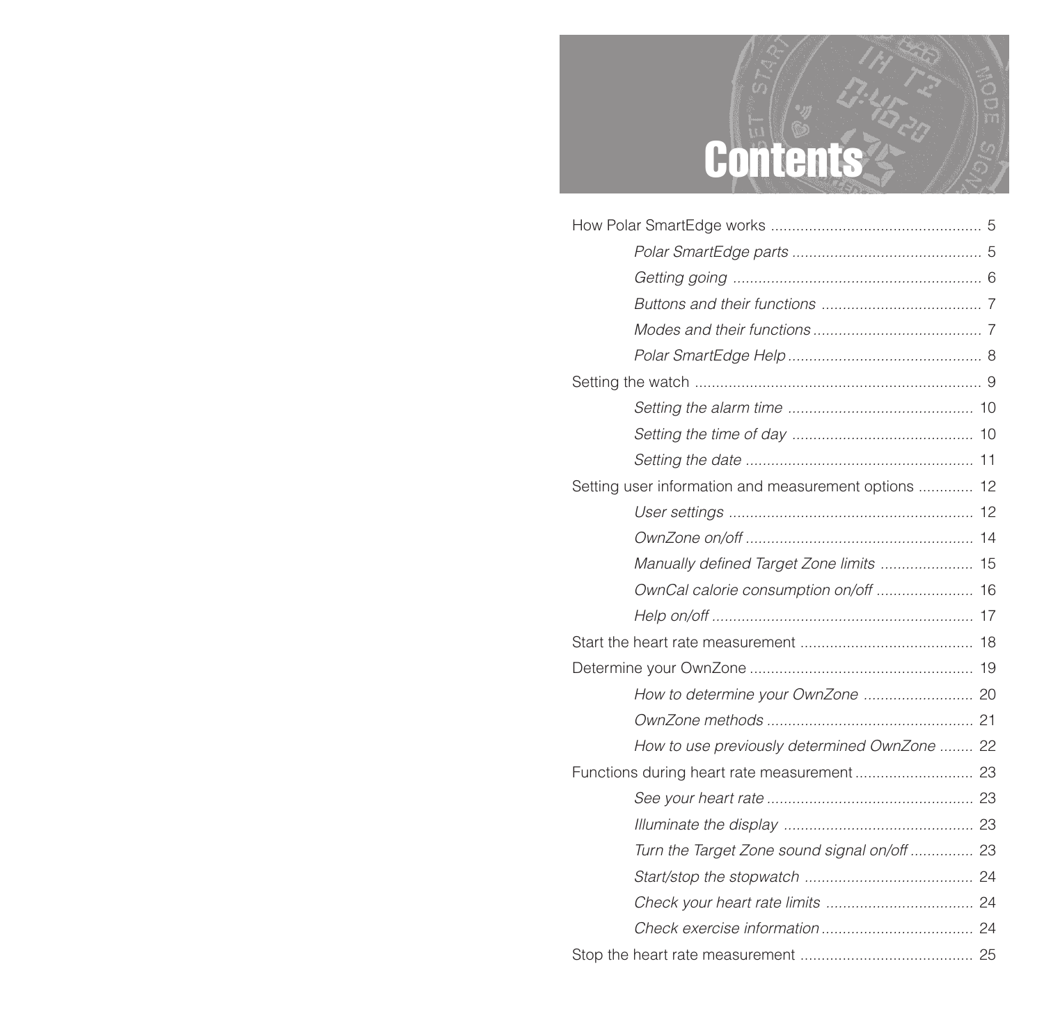# Contents

How Polar SmartEdge works ..................................................... 5

*Polar SmartEdge parts* ............................................ 5

*Getting going* .......................................................... 6

*Buttons and their functions* ..................................... 7

*Modes and their functions* ....................................... 7

*Polar SmartEdge Help* ............................................. 8

Setting the watch .................................................................... 9

*Setting the alarm time* ........................................... 10

*Setting the time of day* .......................................... 10

*Setting the date* ..................................................... 11

Setting user information and measurement options ............ 12

*User settings* ......................................................... 12

*OwnZone on/off* ..................................................... 14

*Manually defined Target Zone limits* ..................... 15

*OwnCal calorie consumption on/off* ...................... 16

*Help on/off* ............................................................. 17

Start the heart rate measurement ......................................... 18

Determine your OwnZone ..................................................... 19

*How to determine your OwnZone* .......................... 20

*OwnZone methods* ................................................ 21

*How to use previously determined OwnZone* ........ 22

Functions during heart rate measurement ............................ 23

*See your heart rate* ................................................ 23

*Illuminate the display* ............................................ 23

*Turn the Target Zone sound signal on/off* ............... 23

*Start/stop the stopwatch* ........................................ 24

*Check your heart rate limits* .................................. 24

*Check exercise information* ................................... 24

Stop the heart rate measurement ......................................... 25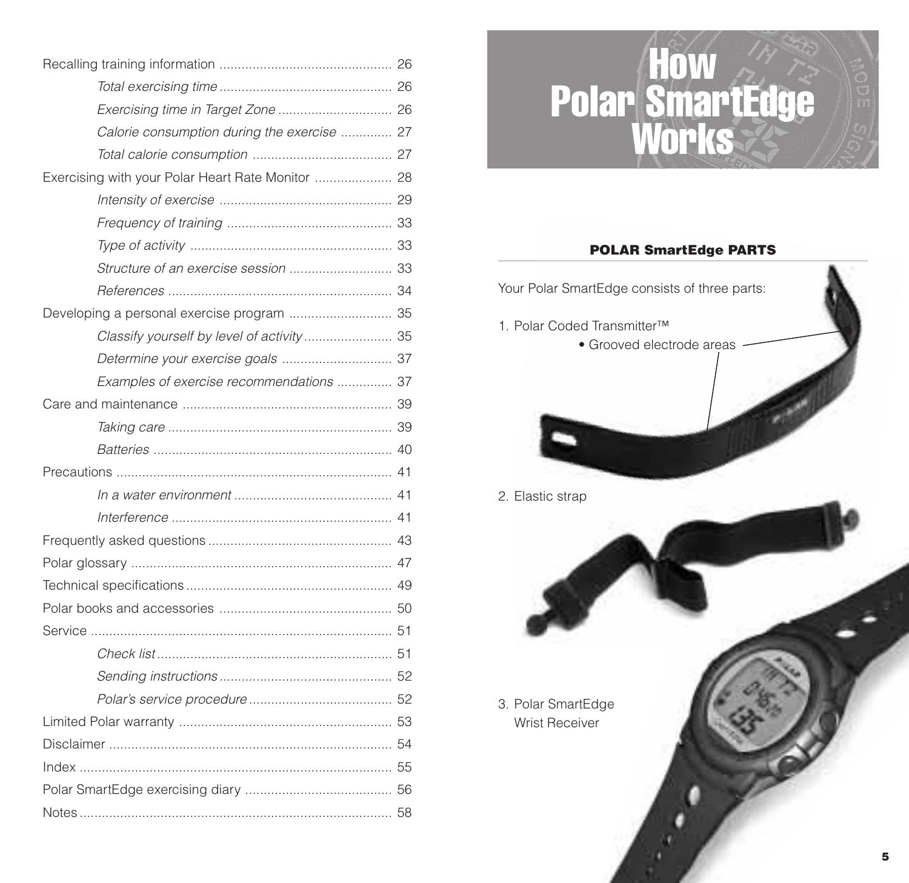Recalling training information .............................................. 26

*Total exercising time* .............................................. 26

*Exercising time in Target Zone* .............................. 26

*Calorie consumption during the exercise* ............. 27

*Total calorie consumption* ...................................... 27

Exercising with your Polar Heart Rate Monitor .................... 28

*Intensity of exercise* .............................................. 29

*Frequency of training* ............................................ 33

*Type of activity* ...................................................... 33

*Structure of an exercise session* ........................... 33

*References* ............................................................ 34

Developing a personal exercise program ........................... 35

*Classify yourself by level of activity* ....................... 35

*Determine your exercise goals* .............................. 37

*Examples of exercise recommendations* ............... 37

Care and maintenance ........................................................ 39

*Taking care* ............................................................ 39

*Batteries* ................................................................ 40

Precautions .......................................................................... 41

*In a water environment* .......................................... 41

*Interference* ........................................................... 41

Frequently asked questions ................................................. 43

Polar glossary ...................................................................... 47

Technical specifications ....................................................... 49

Polar books and accessories .............................................. 50

Service ................................................................................. 51

*Check list* ............................................................... 51

*Sending instructions* .............................................. 52

*Polar's service procedure* ...................................... 52

Limited Polar warranty ......................................................... 53

Disclaimer ............................................................................ 54

Index .................................................................................... 55

Polar SmartEdge exercising diary ....................................... 56

Notes .................................................................................... 58

# How Polar SmartEdge Works

## POLAR SmartEdge PARTS

Your Polar SmartEdge consists of three parts:

1. Polar Coded Transmitter™
   - Grooved electrode areas
2. Elastic strap
3. Polar SmartEdge Wrist Receiver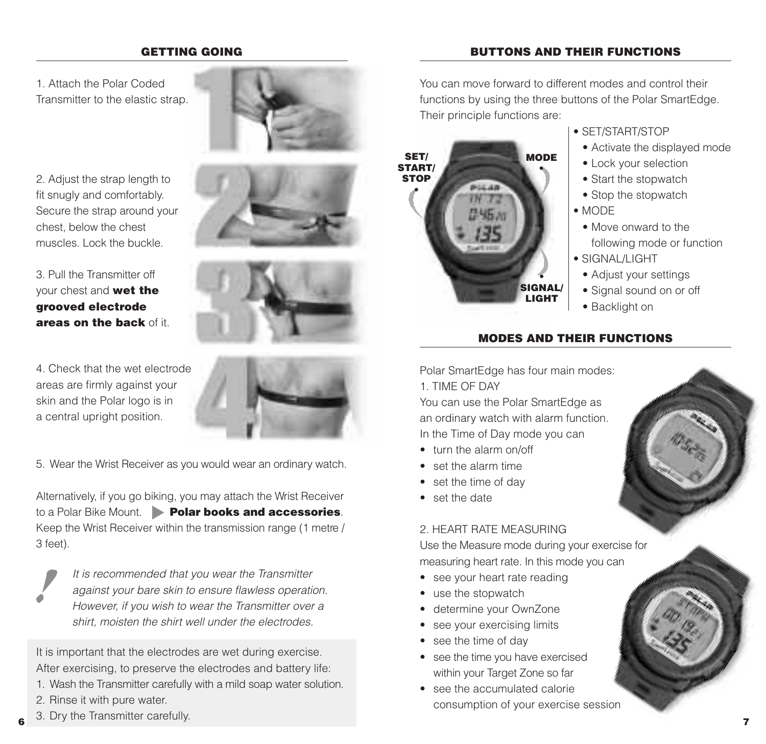## GETTING GOING

1. Attach the Polar Coded Transmitter to the elastic strap.

2. Adjust the strap length to fit snugly and comfortably. Secure the strap around your chest, below the chest muscles. Lock the buckle.

3. Pull the Transmitter off your chest and **wet the grooved electrode areas on the back** of it.

4. Check that the wet electrode areas are firmly against your skin and the Polar logo is in a central upright position.

5. Wear the Wrist Receiver as you would wear an ordinary watch.

Alternatively, if you go biking, you may attach the Wrist Receiver to a Polar Bike Mount. ▶ **Polar books and accessories**. Keep the Wrist Receiver within the transmission range (1 metre / 3 feet).

> *It is recommended that you wear the Transmitter against your bare skin to ensure flawless operation. However, if you wish to wear the Transmitter over a shirt, moisten the shirt well under the electrodes.*

It is important that the electrodes are wet during exercise. After exercising, to preserve the electrodes and battery life:

1. Wash the Transmitter carefully with a mild soap water solution.
2. Rinse it with pure water.
3. Dry the Transmitter carefully.

## BUTTONS AND THEIR FUNCTIONS

You can move forward to different modes and control their functions by using the three buttons of the Polar SmartEdge. Their principle functions are:

- SET/START/STOP
  - Activate the displayed mode
  - Lock your selection
  - Start the stopwatch
  - Stop the stopwatch
- MODE
  - Move onward to the following mode or function
- SIGNAL/LIGHT
  - Adjust your settings
  - Signal sound on or off
  - Backlight on

## MODES AND THEIR FUNCTIONS

Polar SmartEdge has four main modes:

1. TIME OF DAY

You can use the Polar SmartEdge as an ordinary watch with alarm function. In the Time of Day mode you can

- turn the alarm on/off
- set the alarm time
- set the time of day
- set the date

2. HEART RATE MEASURING

Use the Measure mode during your exercise for measuring heart rate. In this mode you can

- see your heart rate reading
- use the stopwatch
- determine your OwnZone
- see your exercising limits
- see the time of day
- see the time you have exercised within your Target Zone so far
- see the accumulated calorie consumption of your exercise session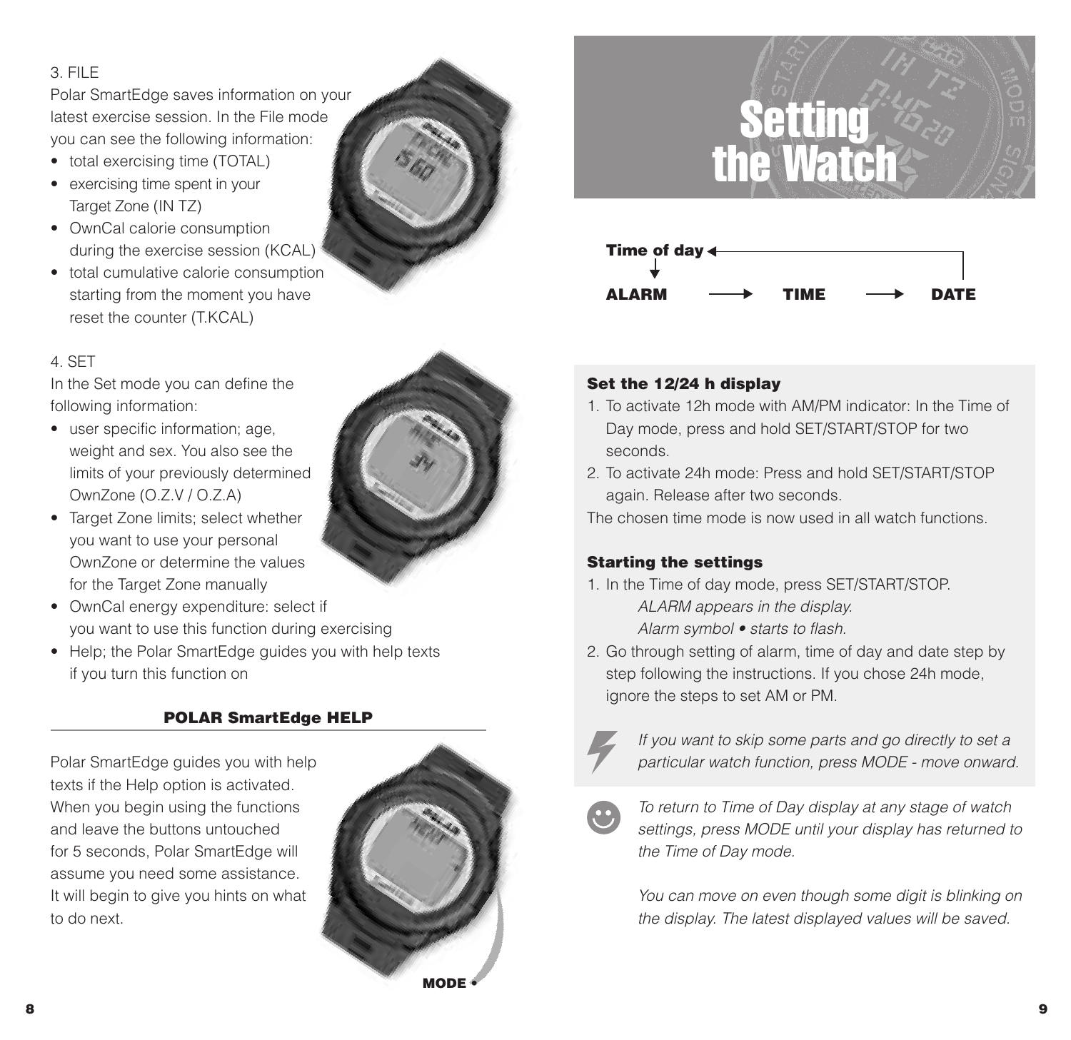3. FILE

Polar SmartEdge saves information on your latest exercise session. In the File mode you can see the following information:

- total exercising time (TOTAL)
- exercising time spent in your Target Zone (IN TZ)
- OwnCal calorie consumption during the exercise session (KCAL)
- total cumulative calorie consumption starting from the moment you have reset the counter (T.KCAL)

4. SET

In the Set mode you can define the following information:

- user specific information; age, weight and sex. You also see the limits of your previously determined OwnZone (O.Z.V / O.Z.A)
- Target Zone limits; select whether you want to use your personal OwnZone or determine the values for the Target Zone manually
- OwnCal energy expenditure: select if you want to use this function during exercising
- Help; the Polar SmartEdge guides you with help texts if you turn this function on

### POLAR SmartEdge HELP

Polar SmartEdge guides you with help texts if the Help option is activated. When you begin using the functions and leave the buttons untouched for 5 seconds, Polar SmartEdge will assume you need some assistance. It will begin to give you hints on what to do next.

MODE •

# Setting the Watch

**Time of day** → **ALARM** → **TIME** → **DATE** → (back to Time of day)

### Set the 12/24 h display

1. To activate 12h mode with AM/PM indicator: In the Time of Day mode, press and hold SET/START/STOP for two seconds.
2. To activate 24h mode: Press and hold SET/START/STOP again. Release after two seconds.

The chosen time mode is now used in all watch functions.

### Starting the settings

1. In the Time of day mode, press SET/START/STOP.
   *ALARM appears in the display.*
   *Alarm symbol • starts to flash.*
2. Go through setting of alarm, time of day and date step by step following the instructions. If you chose 24h mode, ignore the steps to set AM or PM.

*If you want to skip some parts and go directly to set a particular watch function, press MODE - move onward.*

*To return to Time of Day display at any stage of watch settings, press MODE until your display has returned to the Time of Day mode.*

*You can move on even though some digit is blinking on the display. The latest displayed values will be saved.*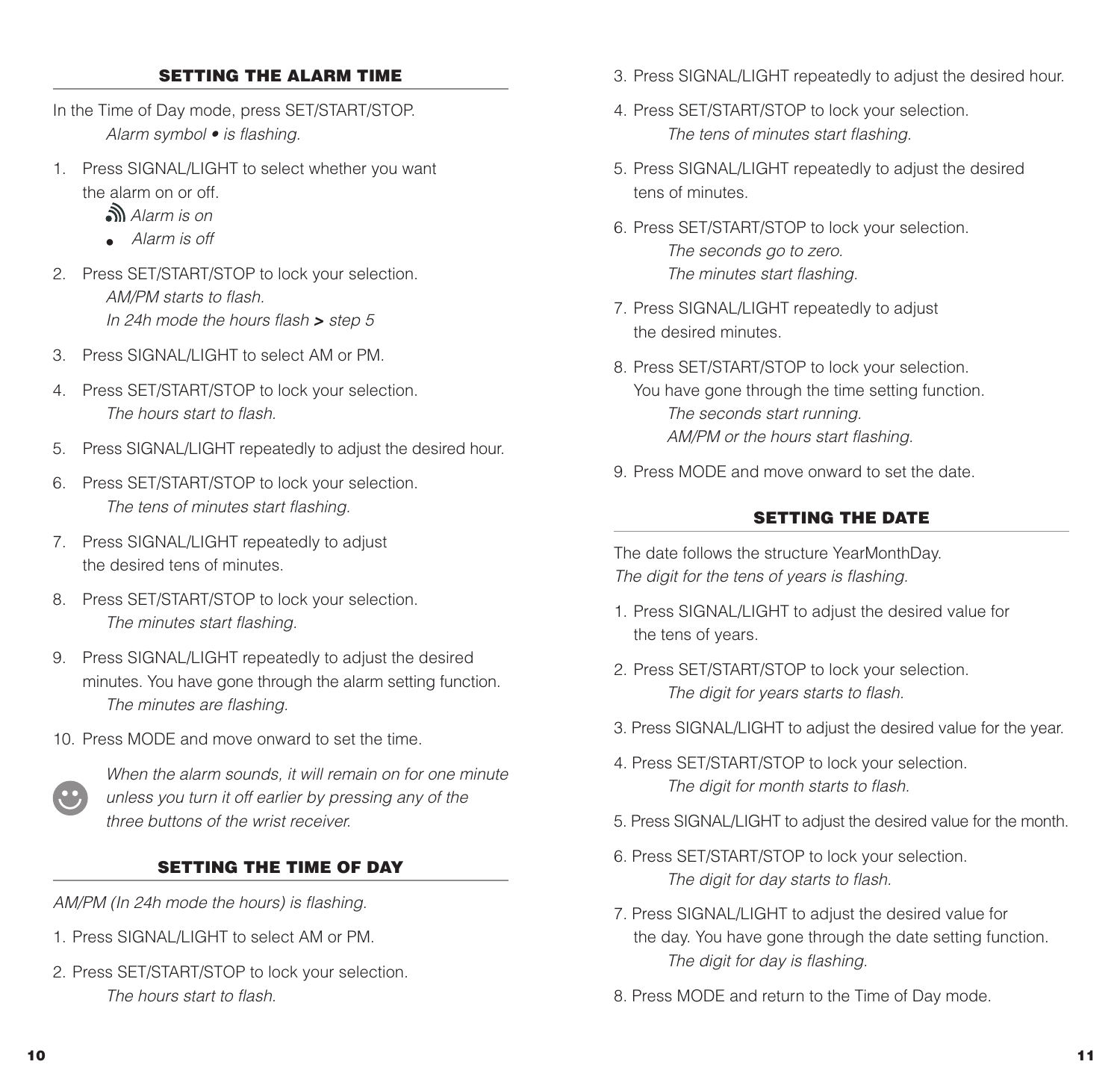## SETTING THE ALARM TIME

In the Time of Day mode, press SET/START/STOP.
*Alarm symbol • is flashing.*

1. Press SIGNAL/LIGHT to select whether you want the alarm on or off.
   *Alarm is on*
   • *Alarm is off*
2. Press SET/START/STOP to lock your selection.
   *AM/PM starts to flash.*
   *In 24h mode the hours flash* **>** *step 5*
3. Press SIGNAL/LIGHT to select AM or PM.
4. Press SET/START/STOP to lock your selection.
   *The hours start to flash.*
5. Press SIGNAL/LIGHT repeatedly to adjust the desired hour.
6. Press SET/START/STOP to lock your selection.
   *The tens of minutes start flashing.*
7. Press SIGNAL/LIGHT repeatedly to adjust the desired tens of minutes.
8. Press SET/START/STOP to lock your selection.
   *The minutes start flashing.*
9. Press SIGNAL/LIGHT repeatedly to adjust the desired minutes. You have gone through the alarm setting function.
   *The minutes are flashing.*
10. Press MODE and move onward to set the time.

*When the alarm sounds, it will remain on for one minute unless you turn it off earlier by pressing any of the three buttons of the wrist receiver.*

## SETTING THE TIME OF DAY

*AM/PM (In 24h mode the hours) is flashing.*

1. Press SIGNAL/LIGHT to select AM or PM.
2. Press SET/START/STOP to lock your selection.
   *The hours start to flash.*
3. Press SIGNAL/LIGHT repeatedly to adjust the desired hour.
4. Press SET/START/STOP to lock your selection.
   *The tens of minutes start flashing.*
5. Press SIGNAL/LIGHT repeatedly to adjust the desired tens of minutes.
6. Press SET/START/STOP to lock your selection.
   *The seconds go to zero.*
   *The minutes start flashing.*
7. Press SIGNAL/LIGHT repeatedly to adjust the desired minutes.
8. Press SET/START/STOP to lock your selection.
   You have gone through the time setting function.
   *The seconds start running.*
   *AM/PM or the hours start flashing.*
9. Press MODE and move onward to set the date.

## SETTING THE DATE

The date follows the structure YearMonthDay.
*The digit for the tens of years is flashing.*

1. Press SIGNAL/LIGHT to adjust the desired value for the tens of years.
2. Press SET/START/STOP to lock your selection.
   *The digit for years starts to flash.*
3. Press SIGNAL/LIGHT to adjust the desired value for the year.
4. Press SET/START/STOP to lock your selection.
   *The digit for month starts to flash.*
5. Press SIGNAL/LIGHT to adjust the desired value for the month.
6. Press SET/START/STOP to lock your selection.
   *The digit for day starts to flash.*
7. Press SIGNAL/LIGHT to adjust the desired value for the day. You have gone through the date setting function.
   *The digit for day is flashing.*
8. Press MODE and return to the Time of Day mode.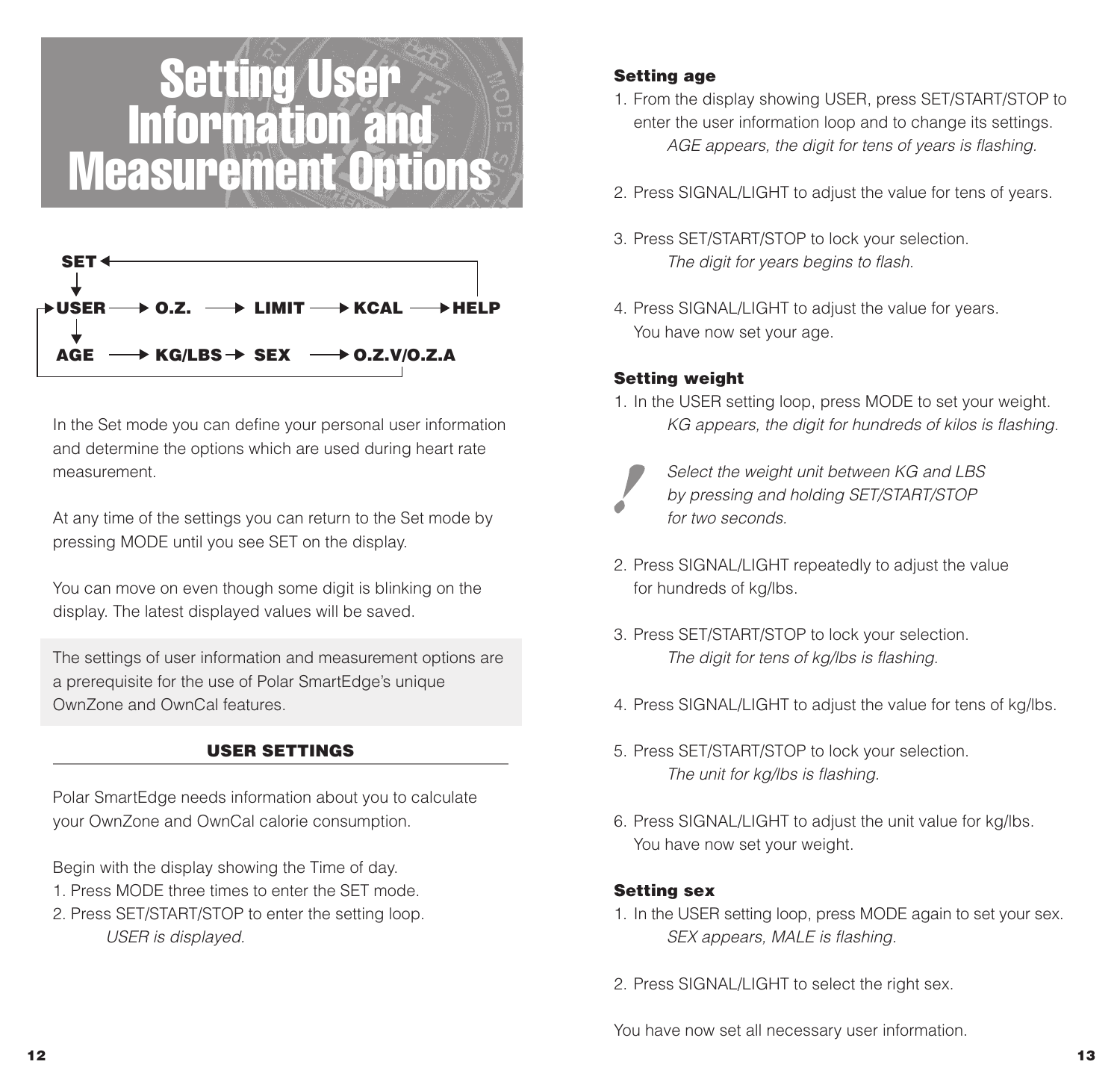# Setting User Information and Measurement Options

```
SET ◄──────────────────────────────────────┐
 ↓                                          │
►USER ──► O.Z. ──► LIMIT ──► KCAL ──► HELP ─┘
 ↓
 AGE ──► KG/LBS ──► SEX ──► O.Z.V/O.Z.A
```

In the Set mode you can define your personal user information and determine the options which are used during heart rate measurement.

At any time of the settings you can return to the Set mode by pressing MODE until you see SET on the display.

You can move on even though some digit is blinking on the display. The latest displayed values will be saved.

The settings of user information and measurement options are a prerequisite for the use of Polar SmartEdge's unique OwnZone and OwnCal features.

## USER SETTINGS

Polar SmartEdge needs information about you to calculate your OwnZone and OwnCal calorie consumption.

Begin with the display showing the Time of day.

1. Press MODE three times to enter the SET mode.
2. Press SET/START/STOP to enter the setting loop.
   *USER is displayed.*

### Setting age

1. From the display showing USER, press SET/START/STOP to enter the user information loop and to change its settings.
   *AGE appears, the digit for tens of years is flashing.*
2. Press SIGNAL/LIGHT to adjust the value for tens of years.
3. Press SET/START/STOP to lock your selection.
   *The digit for years begins to flash.*
4. Press SIGNAL/LIGHT to adjust the value for years.
   You have now set your age.

### Setting weight

1. In the USER setting loop, press MODE to set your weight.
   *KG appears, the digit for hundreds of kilos is flashing.*

   ! *Select the weight unit between KG and LBS by pressing and holding SET/START/STOP for two seconds.*

2. Press SIGNAL/LIGHT repeatedly to adjust the value for hundreds of kg/lbs.
3. Press SET/START/STOP to lock your selection.
   *The digit for tens of kg/lbs is flashing.*
4. Press SIGNAL/LIGHT to adjust the value for tens of kg/lbs.
5. Press SET/START/STOP to lock your selection.
   *The unit for kg/lbs is flashing.*
6. Press SIGNAL/LIGHT to adjust the unit value for kg/lbs.
   You have now set your weight.

### Setting sex

1. In the USER setting loop, press MODE again to set your sex.
   *SEX appears, MALE is flashing.*
2. Press SIGNAL/LIGHT to select the right sex.

You have now set all necessary user information.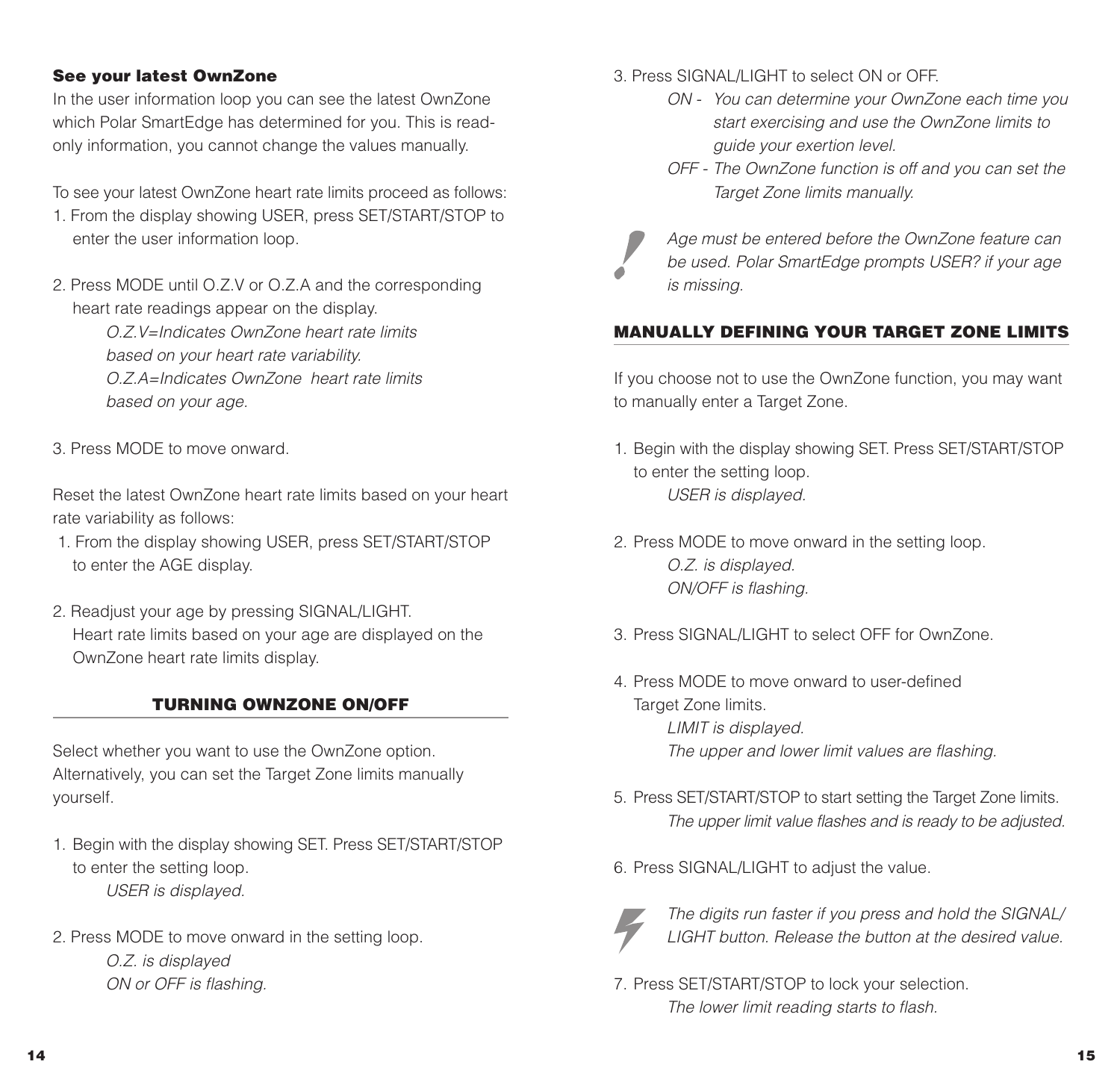### See your latest OwnZone

In the user information loop you can see the latest OwnZone which Polar SmartEdge has determined for you. This is read-only information, you cannot change the values manually.

To see your latest OwnZone heart rate limits proceed as follows:

1. From the display showing USER, press SET/START/STOP to enter the user information loop.

2. Press MODE until O.Z.V or O.Z.A and the corresponding heart rate readings appear on the display.
   *O.Z.V=Indicates OwnZone heart rate limits based on your heart rate variability.*
   *O.Z.A=Indicates OwnZone heart rate limits based on your age.*

3. Press MODE to move onward.

Reset the latest OwnZone heart rate limits based on your heart rate variability as follows:

1. From the display showing USER, press SET/START/STOP to enter the AGE display.

2. Readjust your age by pressing SIGNAL/LIGHT. Heart rate limits based on your age are displayed on the OwnZone heart rate limits display.

## TURNING OWNZONE ON/OFF

Select whether you want to use the OwnZone option. Alternatively, you can set the Target Zone limits manually yourself.

1. Begin with the display showing SET. Press SET/START/STOP to enter the setting loop.
   *USER is displayed.*

2. Press MODE to move onward in the setting loop.
   *O.Z. is displayed*
   *ON or OFF is flashing.*

3. Press SIGNAL/LIGHT to select ON or OFF.
   *ON - You can determine your OwnZone each time you start exercising and use the OwnZone limits to guide your exertion level.*
   *OFF - The OwnZone function is off and you can set the Target Zone limits manually.*

*Age must be entered before the OwnZone feature can be used. Polar SmartEdge prompts USER? if your age is missing.*

## MANUALLY DEFINING YOUR TARGET ZONE LIMITS

If you choose not to use the OwnZone function, you may want to manually enter a Target Zone.

1. Begin with the display showing SET. Press SET/START/STOP to enter the setting loop.
   *USER is displayed.*

2. Press MODE to move onward in the setting loop.
   *O.Z. is displayed.*
   *ON/OFF is flashing.*

3. Press SIGNAL/LIGHT to select OFF for OwnZone.

4. Press MODE to move onward to user-defined Target Zone limits.
   *LIMIT is displayed.*
   *The upper and lower limit values are flashing.*

5. Press SET/START/STOP to start setting the Target Zone limits.
   *The upper limit value flashes and is ready to be adjusted.*

6. Press SIGNAL/LIGHT to adjust the value.

*The digits run faster if you press and hold the SIGNAL/LIGHT button. Release the button at the desired value.*

7. Press SET/START/STOP to lock your selection.
   *The lower limit reading starts to flash.*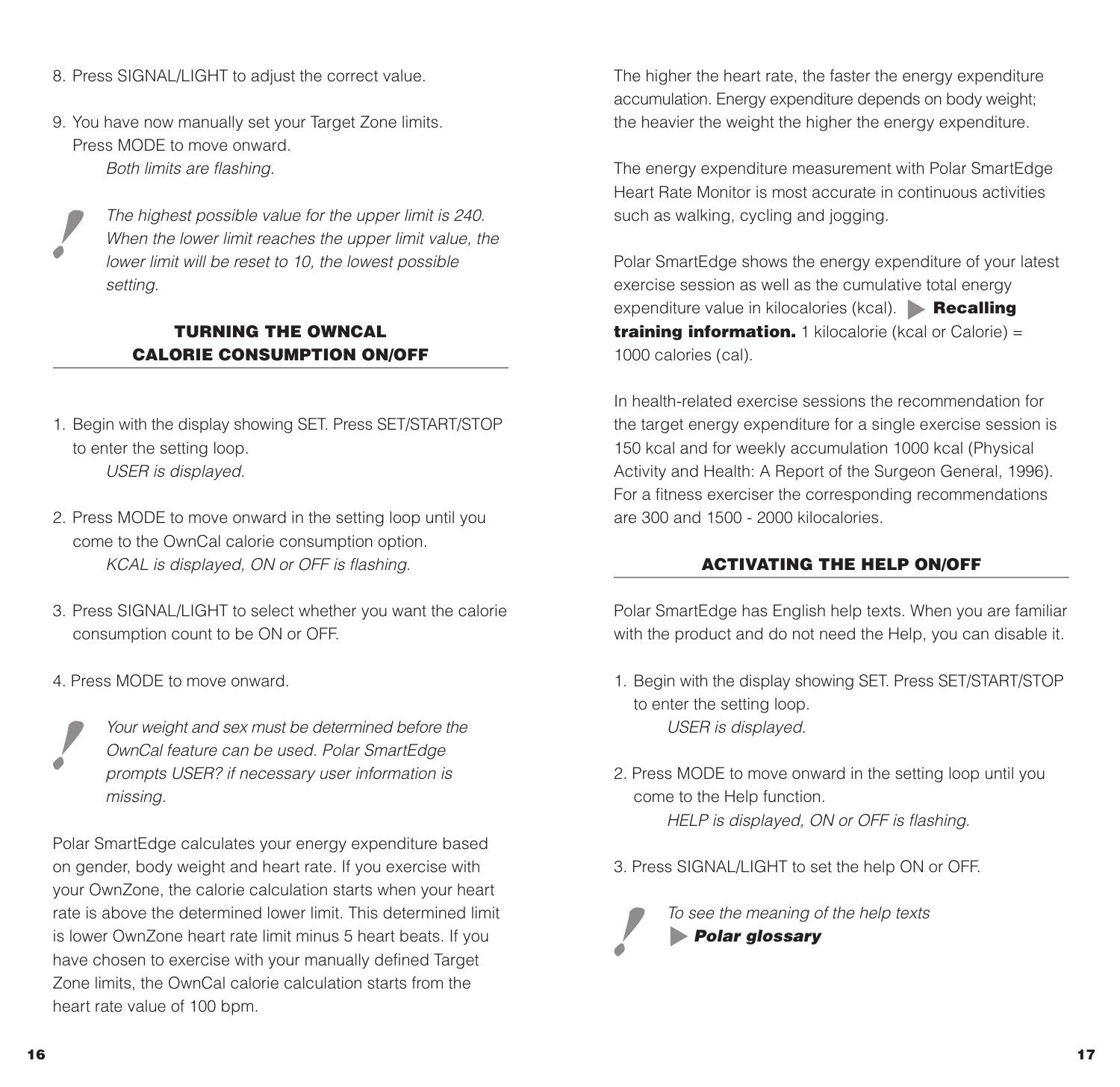8. Press SIGNAL/LIGHT to adjust the correct value.

9. You have now manually set your Target Zone limits. Press MODE to move onward.
   *Both limits are flashing.*

> *The highest possible value for the upper limit is 240. When the lower limit reaches the upper limit value, the lower limit will be reset to 10, the lowest possible setting.*

## TURNING THE OWNCAL CALORIE CONSUMPTION ON/OFF

1. Begin with the display showing SET. Press SET/START/STOP to enter the setting loop.
   *USER is displayed.*

2. Press MODE to move onward in the setting loop until you come to the OwnCal calorie consumption option.
   *KCAL is displayed, ON or OFF is flashing.*

3. Press SIGNAL/LIGHT to select whether you want the calorie consumption count to be ON or OFF.

4. Press MODE to move onward.

> *Your weight and sex must be determined before the OwnCal feature can be used. Polar SmartEdge prompts USER? if necessary user information is missing.*

Polar SmartEdge calculates your energy expenditure based on gender, body weight and heart rate. If you exercise with your OwnZone, the calorie calculation starts when your heart rate is above the determined lower limit. This determined limit is lower OwnZone heart rate limit minus 5 heart beats. If you have chosen to exercise with your manually defined Target Zone limits, the OwnCal calorie calculation starts from the heart rate value of 100 bpm.

The higher the heart rate, the faster the energy expenditure accumulation. Energy expenditure depends on body weight; the heavier the weight the higher the energy expenditure.

The energy expenditure measurement with Polar SmartEdge Heart Rate Monitor is most accurate in continuous activities such as walking, cycling and jogging.

Polar SmartEdge shows the energy expenditure of your latest exercise session as well as the cumulative total energy expenditure value in kilocalories (kcal). ▶ **Recalling training information.** 1 kilocalorie (kcal or Calorie) = 1000 calories (cal).

In health-related exercise sessions the recommendation for the target energy expenditure for a single exercise session is 150 kcal and for weekly accumulation 1000 kcal (Physical Activity and Health: A Report of the Surgeon General, 1996). For a fitness exerciser the corresponding recommendations are 300 and 1500 - 2000 kilocalories.

## ACTIVATING THE HELP ON/OFF

Polar SmartEdge has English help texts. When you are familiar with the product and do not need the Help, you can disable it.

1. Begin with the display showing SET. Press SET/START/STOP to enter the setting loop.
   *USER is displayed.*

2. Press MODE to move onward in the setting loop until you come to the Help function.
   *HELP is displayed, ON or OFF is flashing.*

3. Press SIGNAL/LIGHT to set the help ON or OFF.

> *To see the meaning of the help texts* ▶ ***Polar glossary***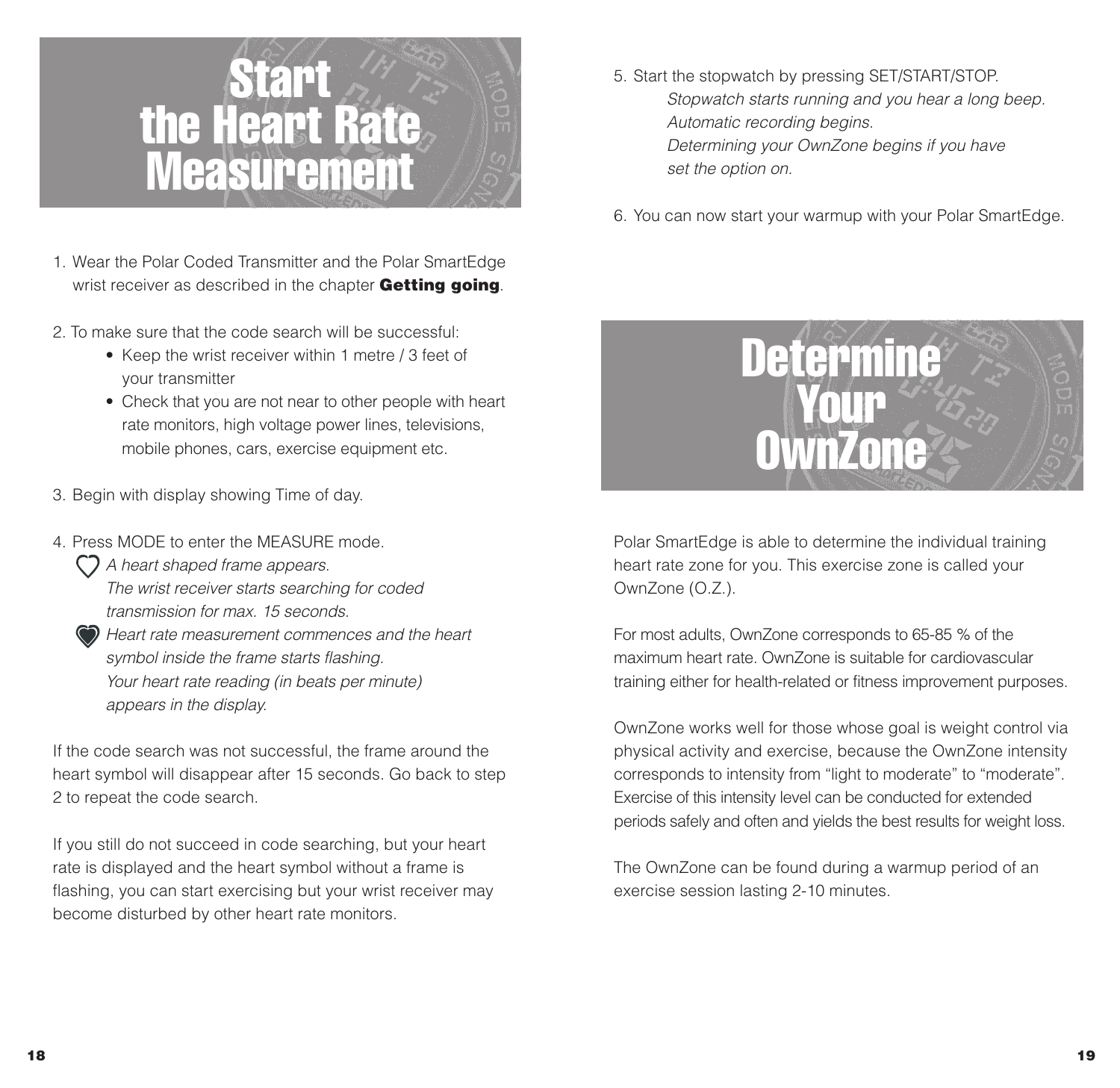# Start the Heart Rate Measurement

1. Wear the Polar Coded Transmitter and the Polar SmartEdge wrist receiver as described in the chapter **Getting going**.

2. To make sure that the code search will be successful:
   - Keep the wrist receiver within 1 metre / 3 feet of your transmitter
   - Check that you are not near to other people with heart rate monitors, high voltage power lines, televisions, mobile phones, cars, exercise equipment etc.

3. Begin with display showing Time of day.

4. Press MODE to enter the MEASURE mode.

   *A heart shaped frame appears.*
   *The wrist receiver starts searching for coded transmission for max. 15 seconds.*

   *Heart rate measurement commences and the heart symbol inside the frame starts flashing.*
   *Your heart rate reading (in beats per minute) appears in the display.*

If the code search was not successful, the frame around the heart symbol will disappear after 15 seconds. Go back to step 2 to repeat the code search.

If you still do not succeed in code searching, but your heart rate is displayed and the heart symbol without a frame is flashing, you can start exercising but your wrist receiver may become disturbed by other heart rate monitors.

5. Start the stopwatch by pressing SET/START/STOP.

   *Stopwatch starts running and you hear a long beep.*
   *Automatic recording begins.*
   *Determining your OwnZone begins if you have set the option on.*

6. You can now start your warmup with your Polar SmartEdge.

# Determine Your OwnZone

Polar SmartEdge is able to determine the individual training heart rate zone for you. This exercise zone is called your OwnZone (O.Z.).

For most adults, OwnZone corresponds to 65-85 % of the maximum heart rate. OwnZone is suitable for cardiovascular training either for health-related or fitness improvement purposes.

OwnZone works well for those whose goal is weight control via physical activity and exercise, because the OwnZone intensity corresponds to intensity from “light to moderate” to “moderate”. Exercise of this intensity level can be conducted for extended periods safely and often and yields the best results for weight loss.

The OwnZone can be found during a warmup period of an exercise session lasting 2-10 minutes.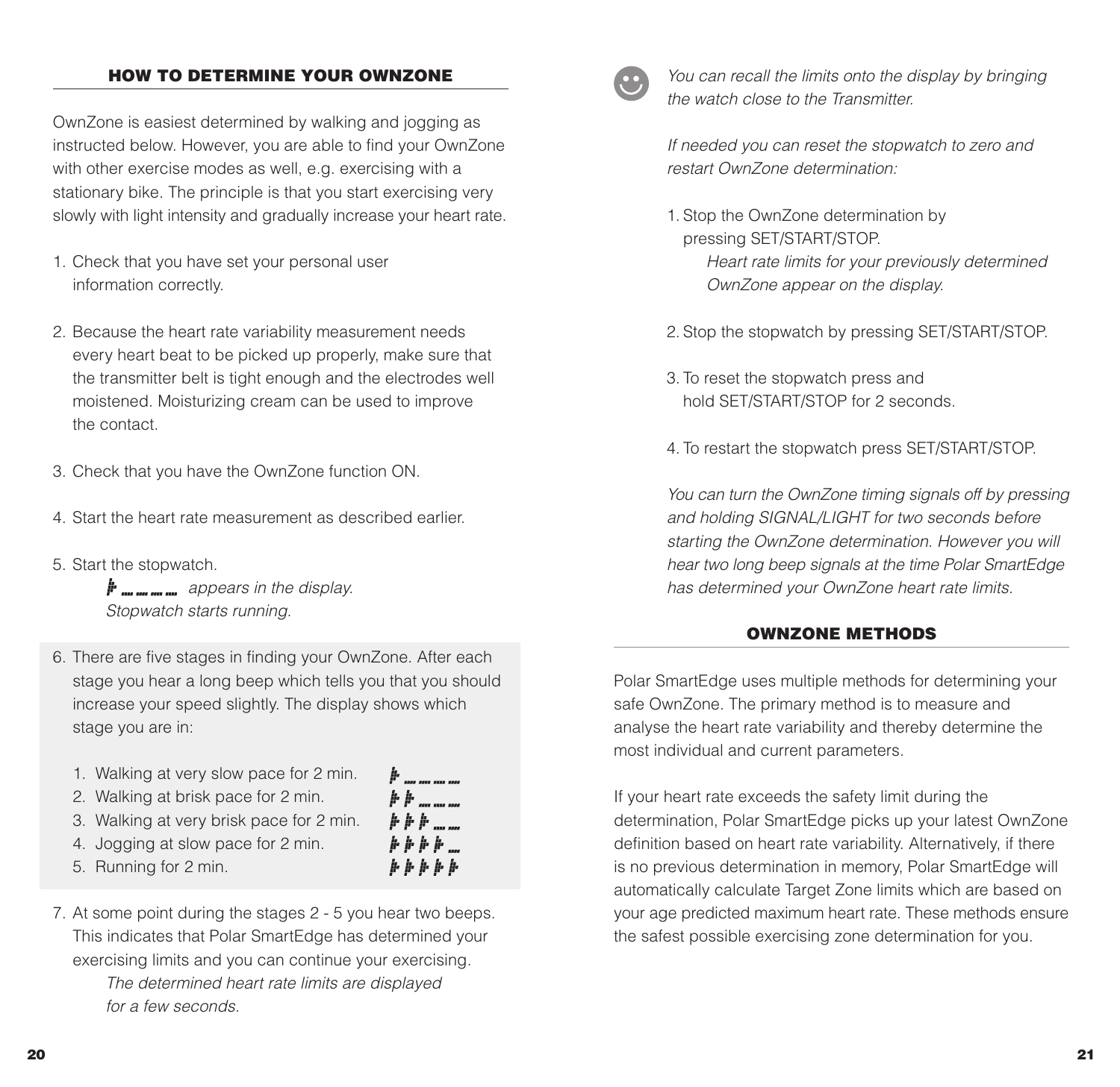## HOW TO DETERMINE YOUR OWNZONE

OwnZone is easiest determined by walking and jogging as instructed below. However, you are able to find your OwnZone with other exercise modes as well, e.g. exercising with a stationary bike. The principle is that you start exercising very slowly with light intensity and gradually increase your heart rate.

1. Check that you have set your personal user information correctly.

2. Because the heart rate variability measurement needs every heart beat to be picked up properly, make sure that the transmitter belt is tight enough and the electrodes well moistened. Moisturizing cream can be used to improve the contact.

3. Check that you have the OwnZone function ON.

4. Start the heart rate measurement as described earlier.

5. Start the stopwatch.
   *appears in the display.*
   *Stopwatch starts running.*

6. There are five stages in finding your OwnZone. After each stage you hear a long beep which tells you that you should increase your speed slightly. The display shows which stage you are in:

   1. Walking at very slow pace for 2 min.
   2. Walking at brisk pace for 2 min.
   3. Walking at very brisk pace for 2 min.
   4. Jogging at slow pace for 2 min.
   5. Running for 2 min.

7. At some point during the stages 2 - 5 you hear two beeps. This indicates that Polar SmartEdge has determined your exercising limits and you can continue your exercising.
   *The determined heart rate limits are displayed for a few seconds.*

*You can recall the limits onto the display by bringing the watch close to the Transmitter.*

*If needed you can reset the stopwatch to zero and restart OwnZone determination:*

1. Stop the OwnZone determination by pressing SET/START/STOP.
   *Heart rate limits for your previously determined OwnZone appear on the display.*

2. Stop the stopwatch by pressing SET/START/STOP.

3. To reset the stopwatch press and hold SET/START/STOP for 2 seconds.

4. To restart the stopwatch press SET/START/STOP.

*You can turn the OwnZone timing signals off by pressing and holding SIGNAL/LIGHT for two seconds before starting the OwnZone determination. However you will hear two long beep signals at the time Polar SmartEdge has determined your OwnZone heart rate limits.*

## OWNZONE METHODS

Polar SmartEdge uses multiple methods for determining your safe OwnZone. The primary method is to measure and analyse the heart rate variability and thereby determine the most individual and current parameters.

If your heart rate exceeds the safety limit during the determination, Polar SmartEdge picks up your latest OwnZone definition based on heart rate variability. Alternatively, if there is no previous determination in memory, Polar SmartEdge will automatically calculate Target Zone limits which are based on your age predicted maximum heart rate. These methods ensure the safest possible exercising zone determination for you.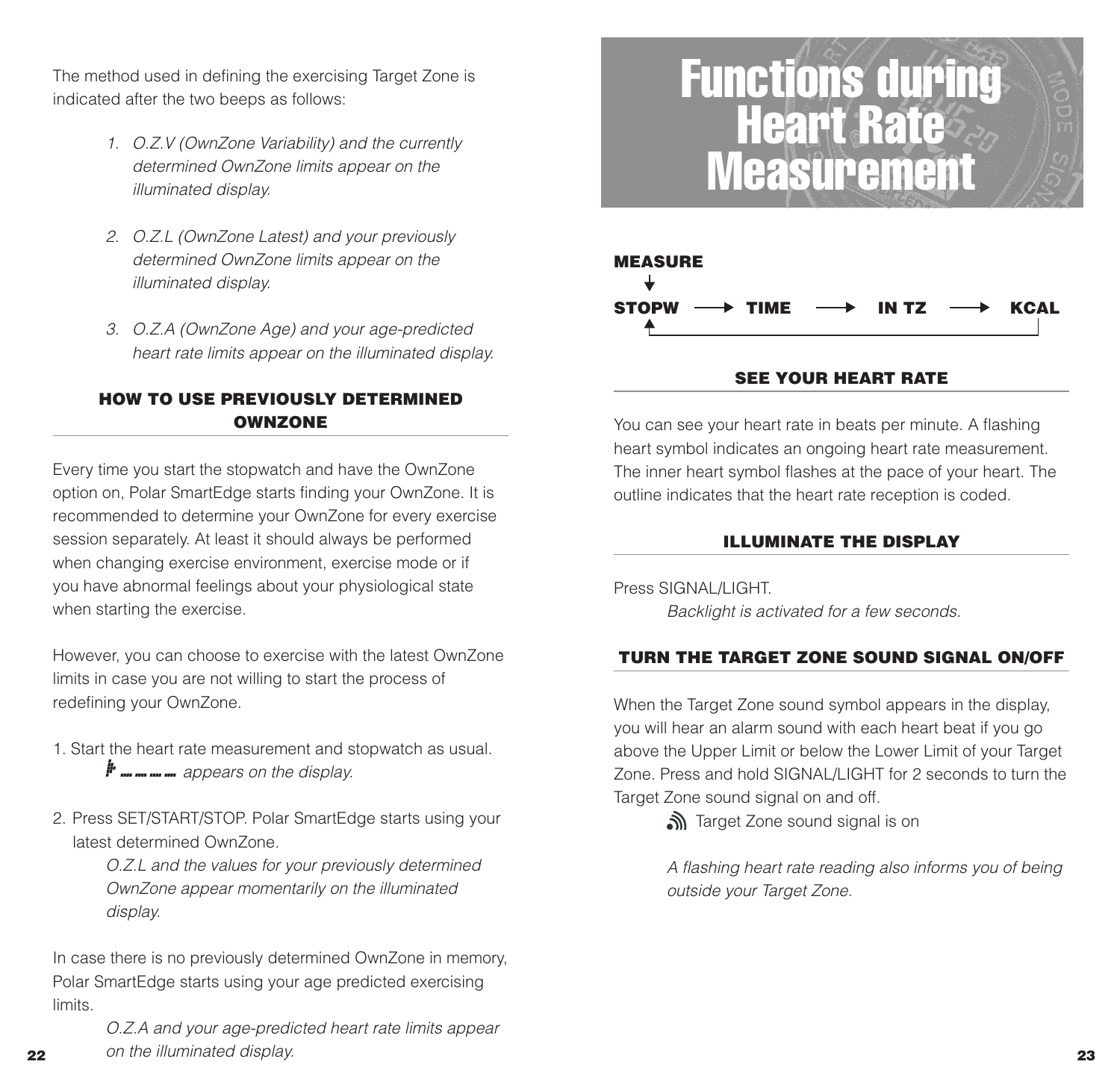The method used in defining the exercising Target Zone is indicated after the two beeps as follows:

1. *O.Z.V (OwnZone Variability) and the currently determined OwnZone limits appear on the illuminated display.*
2. *O.Z.L (OwnZone Latest) and your previously determined OwnZone limits appear on the illuminated display.*
3. *O.Z.A (OwnZone Age) and your age-predicted heart rate limits appear on the illuminated display.*

### HOW TO USE PREVIOUSLY DETERMINED OWNZONE

Every time you start the stopwatch and have the OwnZone option on, Polar SmartEdge starts finding your OwnZone. It is recommended to determine your OwnZone for every exercise session separately. At least it should always be performed when changing exercise environment, exercise mode or if you have abnormal feelings about your physiological state when starting the exercise.

However, you can choose to exercise with the latest OwnZone limits in case you are not willing to start the process of redefining your OwnZone.

1. Start the heart rate measurement and stopwatch as usual.
   *appears on the display.*
2. Press SET/START/STOP. Polar SmartEdge starts using your latest determined OwnZone.
   *O.Z.L and the values for your previously determined OwnZone appear momentarily on the illuminated display.*

In case there is no previously determined OwnZone in memory, Polar SmartEdge starts using your age predicted exercising limits.

*O.Z.A and your age-predicted heart rate limits appear on the illuminated display.*

# Functions during Heart Rate Measurement

MEASURE
↓
STOPW → TIME → IN TZ → KCAL

### SEE YOUR HEART RATE

You can see your heart rate in beats per minute. A flashing heart symbol indicates an ongoing heart rate measurement. The inner heart symbol flashes at the pace of your heart. The outline indicates that the heart rate reception is coded.

### ILLUMINATE THE DISPLAY

Press SIGNAL/LIGHT.

*Backlight is activated for a few seconds.*

### TURN THE TARGET ZONE SOUND SIGNAL ON/OFF

When the Target Zone sound symbol appears in the display, you will hear an alarm sound with each heart beat if you go above the Upper Limit or below the Lower Limit of your Target Zone. Press and hold SIGNAL/LIGHT for 2 seconds to turn the Target Zone sound signal on and off.

Target Zone sound signal is on

*A flashing heart rate reading also informs you of being outside your Target Zone.*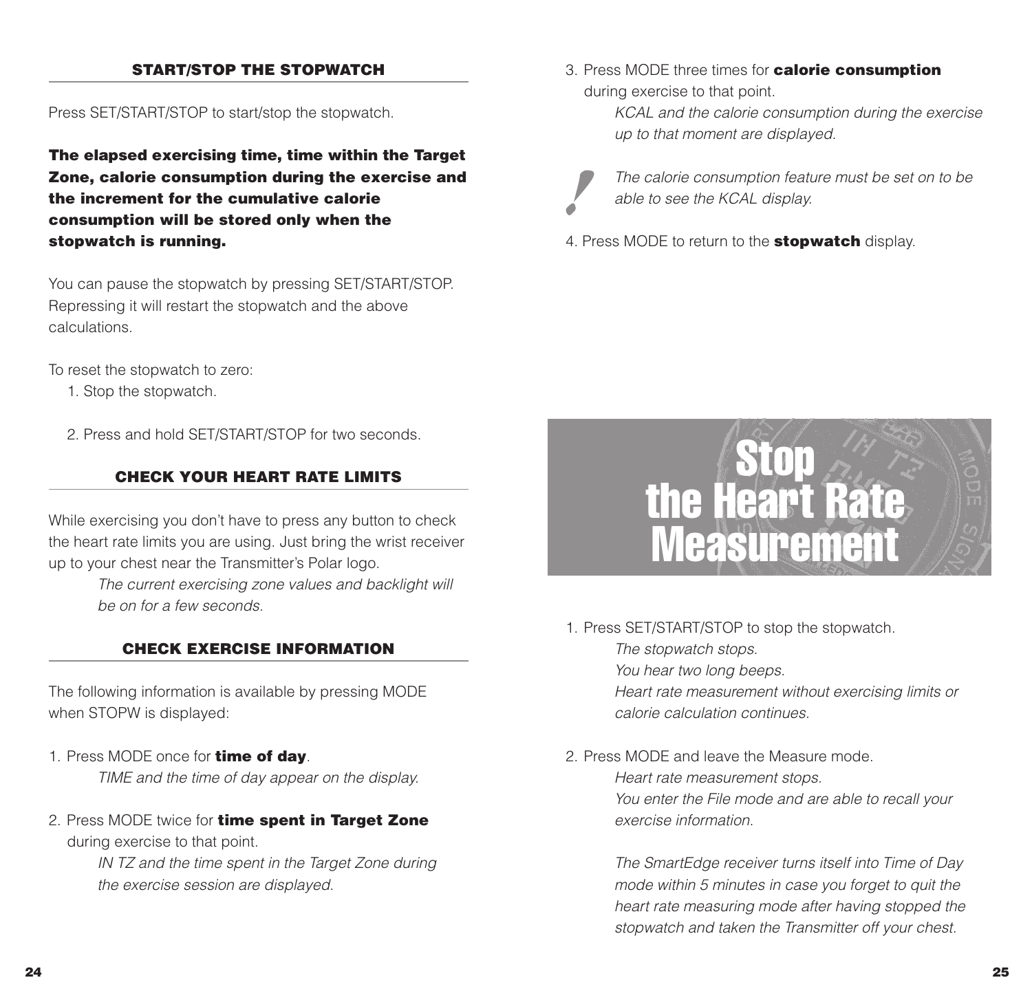## START/STOP THE STOPWATCH

Press SET/START/STOP to start/stop the stopwatch.

**The elapsed exercising time, time within the Target Zone, calorie consumption during the exercise and the increment for the cumulative calorie consumption will be stored only when the stopwatch is running.**

You can pause the stopwatch by pressing SET/START/STOP. Repressing it will restart the stopwatch and the above calculations.

To reset the stopwatch to zero:

1. Stop the stopwatch.
2. Press and hold SET/START/STOP for two seconds.

## CHECK YOUR HEART RATE LIMITS

While exercising you don't have to press any button to check the heart rate limits you are using. Just bring the wrist receiver up to your chest near the Transmitter's Polar logo.

*The current exercising zone values and backlight will be on for a few seconds.*

## CHECK EXERCISE INFORMATION

The following information is available by pressing MODE when STOPW is displayed:

1. Press MODE once for **time of day**.
   *TIME and the time of day appear on the display.*
2. Press MODE twice for **time spent in Target Zone** during exercise to that point.
   *IN TZ and the time spent in the Target Zone during the exercise session are displayed.*
3. Press MODE three times for **calorie consumption** during exercise to that point.
   *KCAL and the calorie consumption during the exercise up to that moment are displayed.*

   ! *The calorie consumption feature must be set on to be able to see the KCAL display.*
4. Press MODE to return to the **stopwatch** display.

# Stop the Heart Rate Measurement

1. Press SET/START/STOP to stop the stopwatch.
   *The stopwatch stops.*
   *You hear two long beeps.*
   *Heart rate measurement without exercising limits or calorie calculation continues.*
2. Press MODE and leave the Measure mode.
   *Heart rate measurement stops.*
   *You enter the File mode and are able to recall your exercise information.*

   *The SmartEdge receiver turns itself into Time of Day mode within 5 minutes in case you forget to quit the heart rate measuring mode after having stopped the stopwatch and taken the Transmitter off your chest.*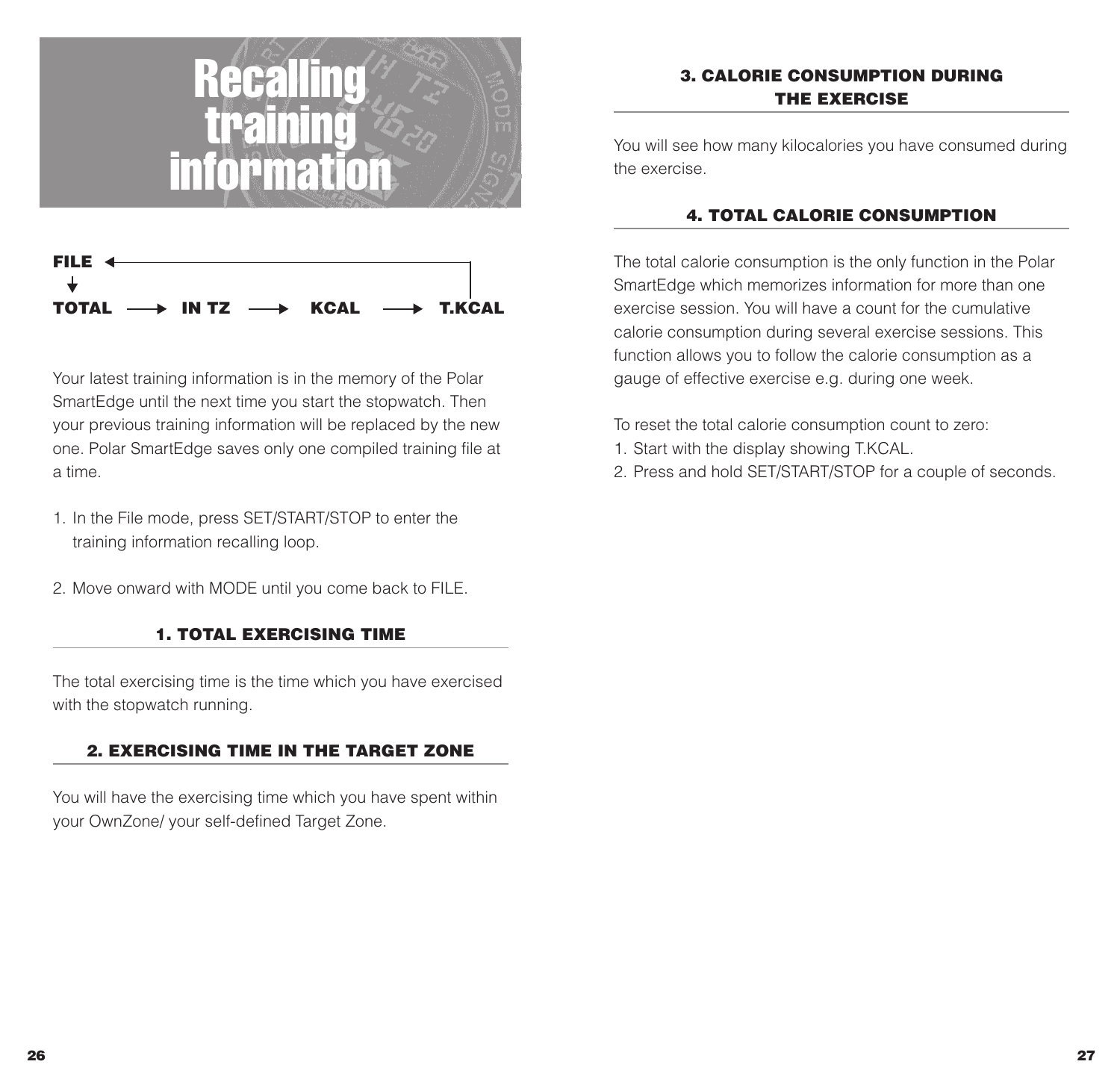# Recalling training information

```
FILE ◄──────────────────────────────────────┐
 ↓                                          │
TOTAL ──► IN TZ ──► KCAL ──► T.KCAL ────────┘
```

Your latest training information is in the memory of the Polar SmartEdge until the next time you start the stopwatch. Then your previous training information will be replaced by the new one. Polar SmartEdge saves only one compiled training file at a time.

1. In the File mode, press SET/START/STOP to enter the training information recalling loop.
2. Move onward with MODE until you come back to FILE.

## 1. TOTAL EXERCISING TIME

The total exercising time is the time which you have exercised with the stopwatch running.

## 2. EXERCISING TIME IN THE TARGET ZONE

You will have the exercising time which you have spent within your OwnZone/ your self-defined Target Zone.

## 3. CALORIE CONSUMPTION DURING THE EXERCISE

You will see how many kilocalories you have consumed during the exercise.

## 4. TOTAL CALORIE CONSUMPTION

The total calorie consumption is the only function in the Polar SmartEdge which memorizes information for more than one exercise session. You will have a count for the cumulative calorie consumption during several exercise sessions. This function allows you to follow the calorie consumption as a gauge of effective exercise e.g. during one week.

To reset the total calorie consumption count to zero:

1. Start with the display showing T.KCAL.
2. Press and hold SET/START/STOP for a couple of seconds.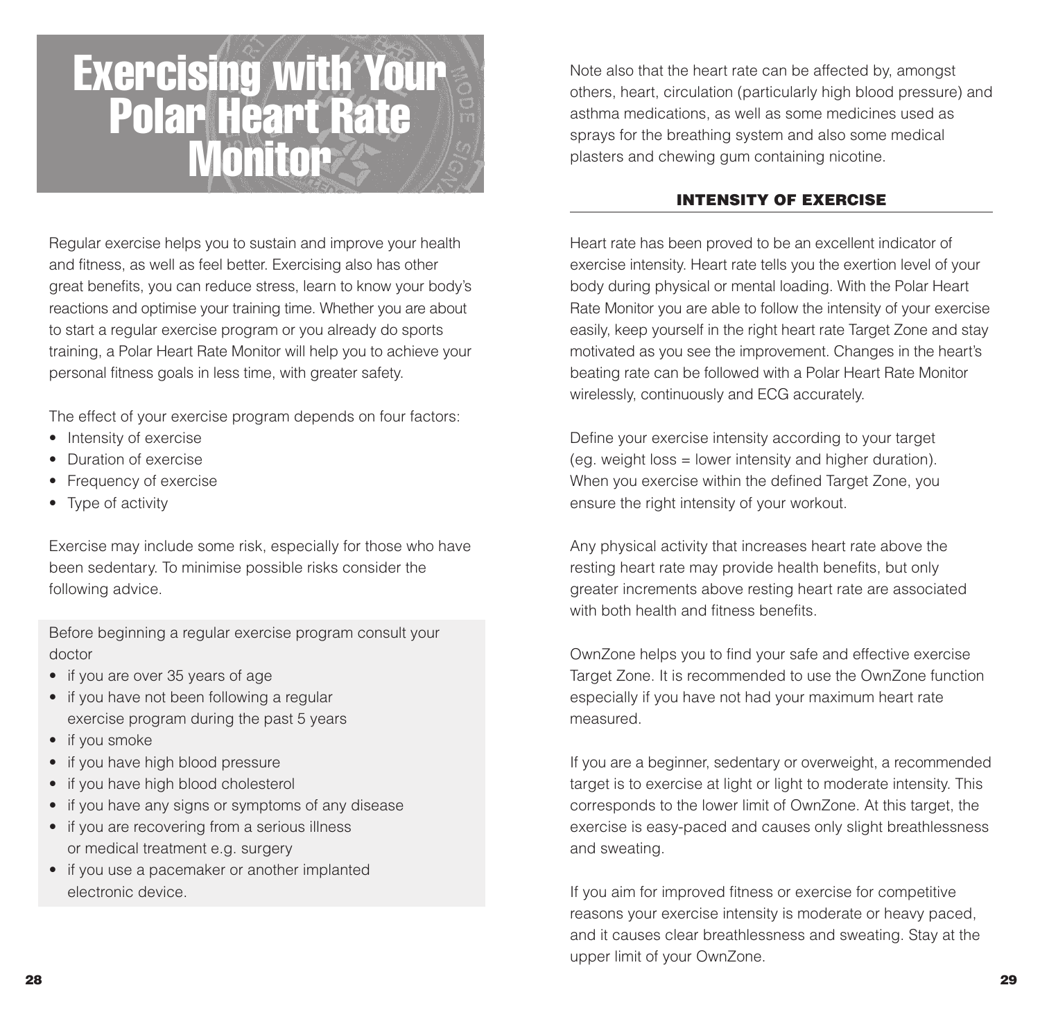# Exercising with Your Polar Heart Rate Monitor

Regular exercise helps you to sustain and improve your health and fitness, as well as feel better. Exercising also has other great benefits, you can reduce stress, learn to know your body's reactions and optimise your training time. Whether you are about to start a regular exercise program or you already do sports training, a Polar Heart Rate Monitor will help you to achieve your personal fitness goals in less time, with greater safety.

The effect of your exercise program depends on four factors:

- Intensity of exercise
- Duration of exercise
- Frequency of exercise
- Type of activity

Exercise may include some risk, especially for those who have been sedentary. To minimise possible risks consider the following advice.

Before beginning a regular exercise program consult your doctor

- if you are over 35 years of age
- if you have not been following a regular exercise program during the past 5 years
- if you smoke
- if you have high blood pressure
- if you have high blood cholesterol
- if you have any signs or symptoms of any disease
- if you are recovering from a serious illness or medical treatment e.g. surgery
- if you use a pacemaker or another implanted electronic device.

Note also that the heart rate can be affected by, amongst others, heart, circulation (particularly high blood pressure) and asthma medications, as well as some medicines used as sprays for the breathing system and also some medical plasters and chewing gum containing nicotine.

## INTENSITY OF EXERCISE

Heart rate has been proved to be an excellent indicator of exercise intensity. Heart rate tells you the exertion level of your body during physical or mental loading. With the Polar Heart Rate Monitor you are able to follow the intensity of your exercise easily, keep yourself in the right heart rate Target Zone and stay motivated as you see the improvement. Changes in the heart's beating rate can be followed with a Polar Heart Rate Monitor wirelessly, continuously and ECG accurately.

Define your exercise intensity according to your target (eg. weight loss = lower intensity and higher duration). When you exercise within the defined Target Zone, you ensure the right intensity of your workout.

Any physical activity that increases heart rate above the resting heart rate may provide health benefits, but only greater increments above resting heart rate are associated with both health and fitness benefits.

OwnZone helps you to find your safe and effective exercise Target Zone. It is recommended to use the OwnZone function especially if you have not had your maximum heart rate measured.

If you are a beginner, sedentary or overweight, a recommended target is to exercise at light or light to moderate intensity. This corresponds to the lower limit of OwnZone. At this target, the exercise is easy-paced and causes only slight breathlessness and sweating.

If you aim for improved fitness or exercise for competitive reasons your exercise intensity is moderate or heavy paced, and it causes clear breathlessness and sweating. Stay at the upper limit of your OwnZone.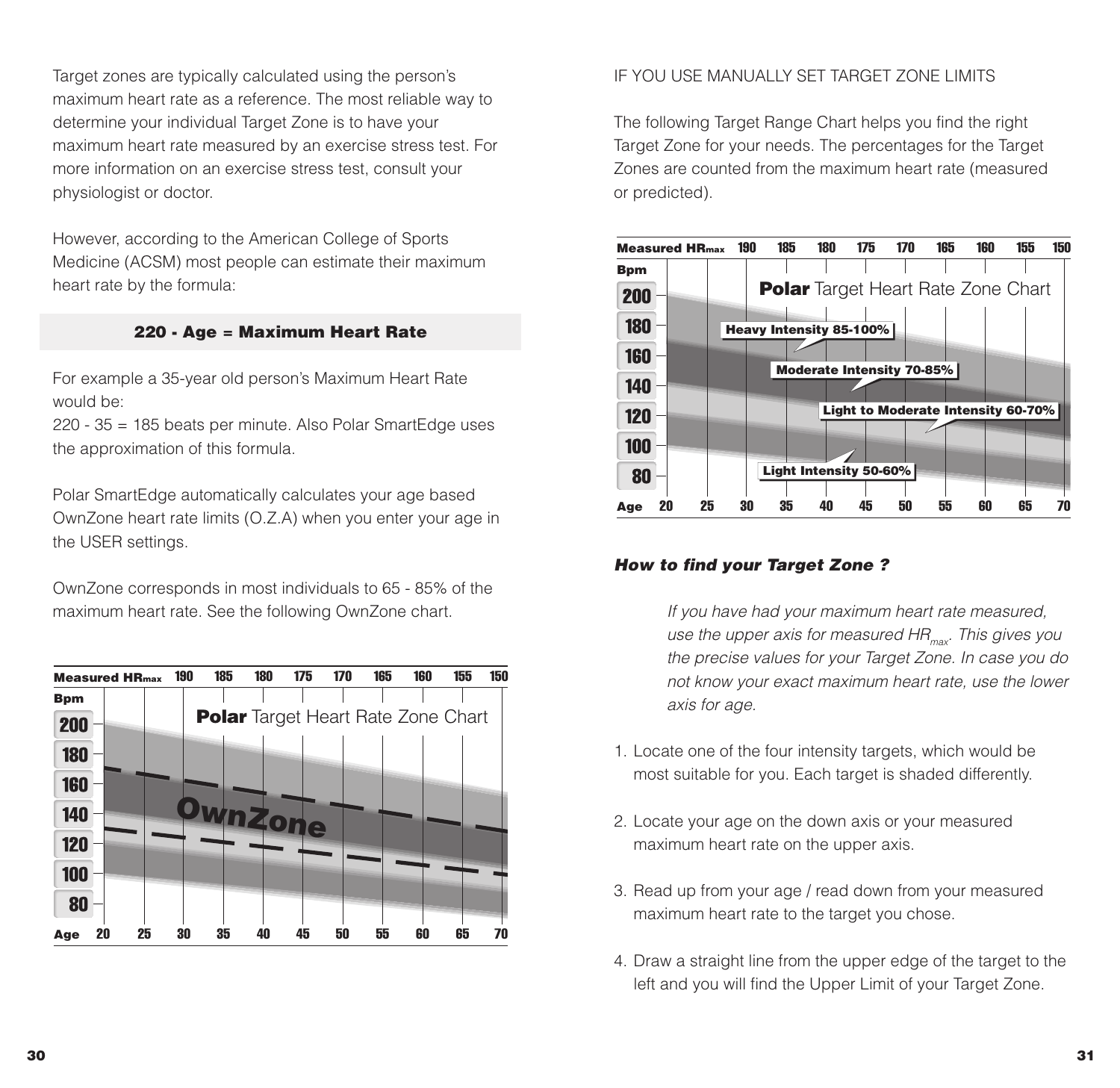Target zones are typically calculated using the person's maximum heart rate as a reference. The most reliable way to determine your individual Target Zone is to have your maximum heart rate measured by an exercise stress test. For more information on an exercise stress test, consult your physiologist or doctor.

However, according to the American College of Sports Medicine (ACSM) most people can estimate their maximum heart rate by the formula:

**220 - Age = Maximum Heart Rate**

For example a 35-year old person's Maximum Heart Rate would be:
220 - 35 = 185 beats per minute. Also Polar SmartEdge uses the approximation of this formula.

Polar SmartEdge automatically calculates your age based OwnZone heart rate limits (O.Z.A) when you enter your age in the USER settings.

OwnZone corresponds in most individuals to 65 - 85% of the maximum heart rate. See the following OwnZone chart.

**Polar** Target Heart Rate Zone Chart

Measured $HR_{max}$: 190, 185, 180, 175, 170, 165, 160, 155, 150

Bpm: 200, 180, 160, 140, 120, 100, 80

OwnZone

Age: 20, 25, 30, 35, 40, 45, 50, 55, 60, 65, 70

IF YOU USE MANUALLY SET TARGET ZONE LIMITS

The following Target Range Chart helps you find the right Target Zone for your needs. The percentages for the Target Zones are counted from the maximum heart rate (measured or predicted).

**Polar** Target Heart Rate Zone Chart

Measured $HR_{max}$: 190, 185, 180, 175, 170, 165, 160, 155, 150

Bpm: 200, 180, 160, 140, 120, 100, 80

Heavy Intensity 85-100%

Moderate Intensity 70-85%

Light to Moderate Intensity 60-70%

Light Intensity 50-60%

Age: 20, 25, 30, 35, 40, 45, 50, 55, 60, 65, 70

### *How to find your Target Zone ?*

*If you have had your maximum heart rate measured, use the upper axis for measured $HR_{max}$. This gives you the precise values for your Target Zone. In case you do not know your exact maximum heart rate, use the lower axis for age.*

1. Locate one of the four intensity targets, which would be most suitable for you. Each target is shaded differently.
2. Locate your age on the down axis or your measured maximum heart rate on the upper axis.
3. Read up from your age / read down from your measured maximum heart rate to the target you chose.
4. Draw a straight line from the upper edge of the target to the left and you will find the Upper Limit of your Target Zone.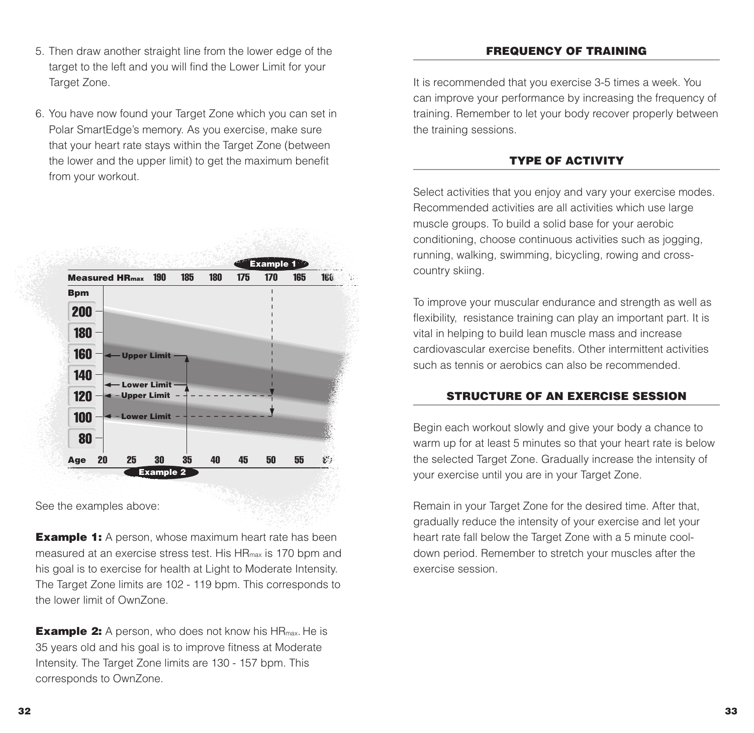5. Then draw another straight line from the lower edge of the target to the left and you will find the Lower Limit for your Target Zone.

6. You have now found your Target Zone which you can set in Polar SmartEdge's memory. As you exercise, make sure that your heart rate stays within the Target Zone (between the lower and the upper limit) to get the maximum benefit from your workout.

See the examples above:

**Example 1:** A person, whose maximum heart rate has been measured at an exercise stress test. His $HR_{max}$ is 170 bpm and his goal is to exercise for health at Light to Moderate Intensity. The Target Zone limits are 102 - 119 bpm. This corresponds to the lower limit of OwnZone.

**Example 2:** A person, who does not know his $HR_{max}$. He is 35 years old and his goal is to improve fitness at Moderate Intensity. The Target Zone limits are 130 - 157 bpm. This corresponds to OwnZone.

## FREQUENCY OF TRAINING

It is recommended that you exercise 3-5 times a week. You can improve your performance by increasing the frequency of training. Remember to let your body recover properly between the training sessions.

## TYPE OF ACTIVITY

Select activities that you enjoy and vary your exercise modes. Recommended activities are all activities which use large muscle groups. To build a solid base for your aerobic conditioning, choose continuous activities such as jogging, running, walking, swimming, bicycling, rowing and cross-country skiing.

To improve your muscular endurance and strength as well as flexibility, resistance training can play an important part. It is vital in helping to build lean muscle mass and increase cardiovascular exercise benefits. Other intermittent activities such as tennis or aerobics can also be recommended.

## STRUCTURE OF AN EXERCISE SESSION

Begin each workout slowly and give your body a chance to warm up for at least 5 minutes so that your heart rate is below the selected Target Zone. Gradually increase the intensity of your exercise until you are in your Target Zone.

Remain in your Target Zone for the desired time. After that, gradually reduce the intensity of your exercise and let your heart rate fall below the Target Zone with a 5 minute cool-down period. Remember to stretch your muscles after the exercise session.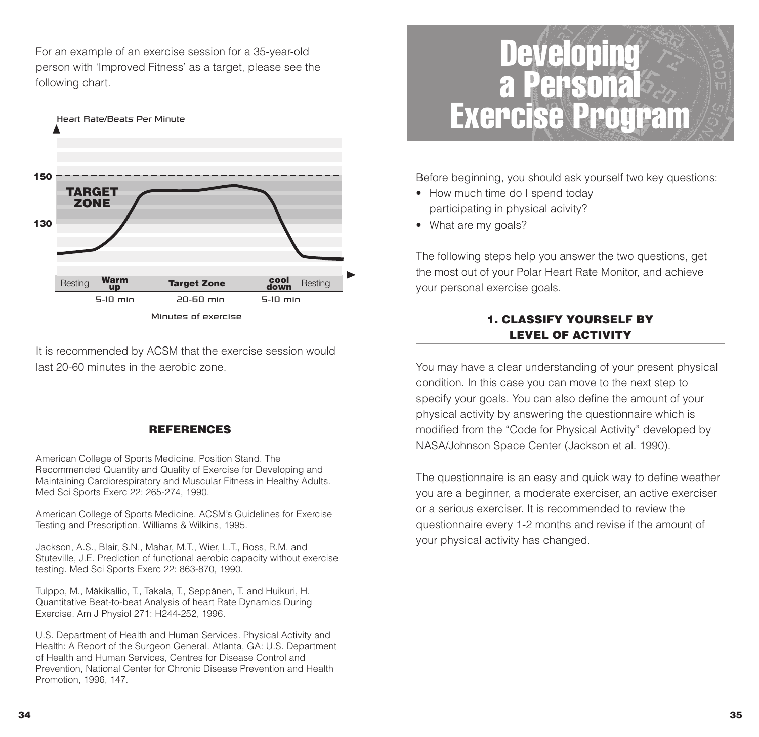For an example of an exercise session for a 35-year-old person with 'Improved Fitness' as a target, please see the following chart.

Heart Rate/Beats Per Minute

150

TARGET ZONE

130

| Resting | Warm up | Target Zone | cool down | Resting |
| --- | --- | --- | --- | --- |
| | 5-10 min | 20-60 min | 5-10 min | |

Minutes of exercise

It is recommended by ACSM that the exercise session would last 20-60 minutes in the aerobic zone.

## REFERENCES

American College of Sports Medicine. Position Stand. The Recommended Quantity and Quality of Exercise for Developing and Maintaining Cardiorespiratory and Muscular Fitness in Healthy Adults. Med Sci Sports Exerc 22: 265-274, 1990.

American College of Sports Medicine. ACSM's Guidelines for Exercise Testing and Prescription. Williams & Wilkins, 1995.

Jackson, A.S., Blair, S.N., Mahar, M.T., Wier, L.T., Ross, R.M. and Stuteville, J.E. Prediction of functional aerobic capacity without exercise testing. Med Sci Sports Exerc 22: 863-870, 1990.

Tulppo, M., Mäkikallio, T., Takala, T., Seppänen, T. and Huikuri, H. Quantitative Beat-to-beat Analysis of heart Rate Dynamics During Exercise. Am J Physiol 271: H244-252, 1996.

U.S. Department of Health and Human Services. Physical Activity and Health: A Report of the Surgeon General. Atlanta, GA: U.S. Department of Health and Human Services, Centres for Disease Control and Prevention, National Center for Chronic Disease Prevention and Health Promotion, 1996, 147.

# Developing a Personal Exercise Program

Before beginning, you should ask yourself two key questions:

- How much time do I spend today participating in physical acivity?
- What are my goals?

The following steps help you answer the two questions, get the most out of your Polar Heart Rate Monitor, and achieve your personal exercise goals.

## 1. CLASSIFY YOURSELF BY LEVEL OF ACTIVITY

You may have a clear understanding of your present physical condition. In this case you can move to the next step to specify your goals. You can also define the amount of your physical activity by answering the questionnaire which is modified from the "Code for Physical Activity" developed by NASA/Johnson Space Center (Jackson et al. 1990).

The questionnaire is an easy and quick way to define weather you are a beginner, a moderate exerciser, an active exerciser or a serious exerciser. It is recommended to review the questionnaire every 1-2 months and revise if the amount of your physical activity has changed.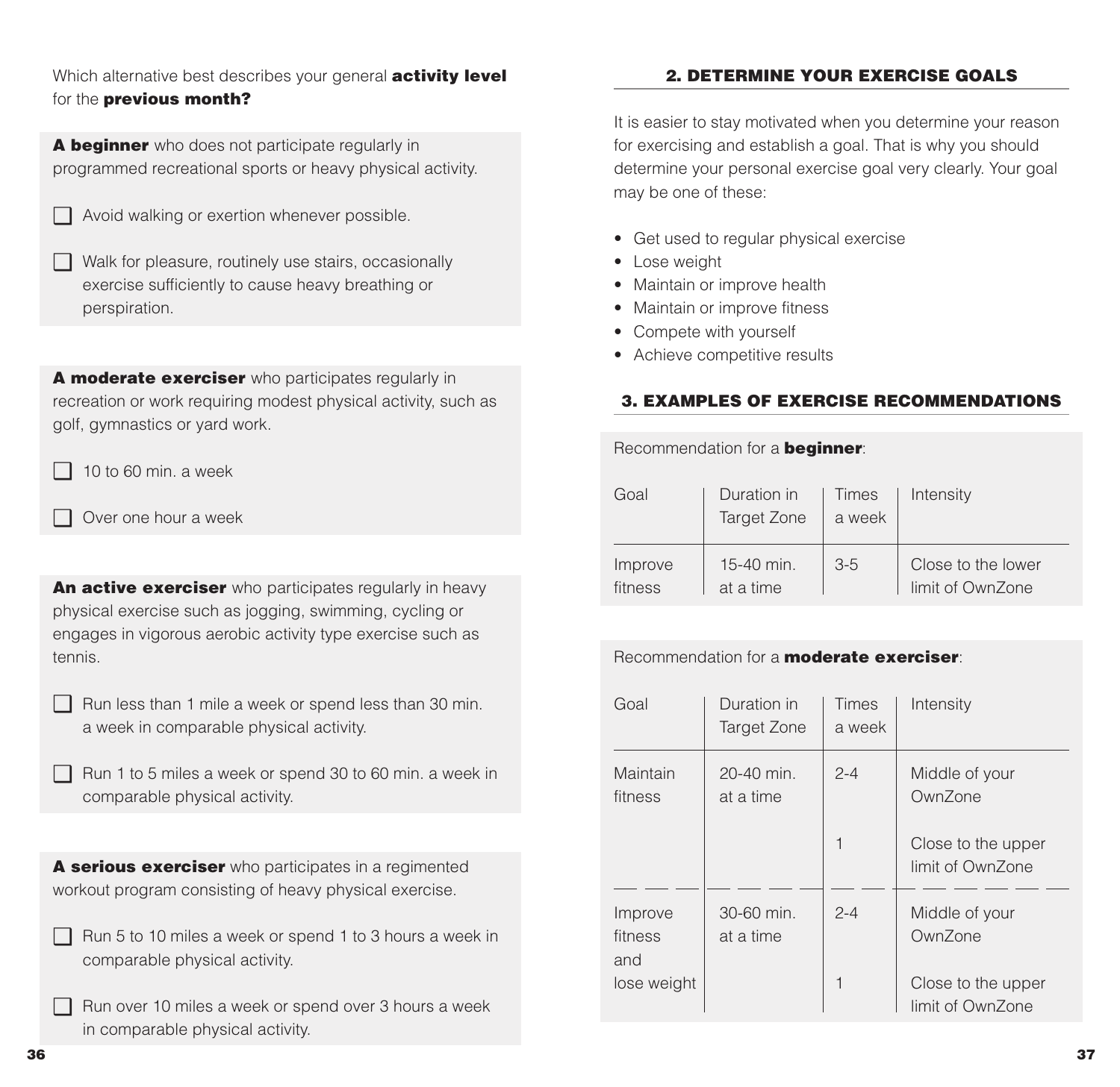Which alternative best describes your general **activity level** for the **previous month?**

**A beginner** who does not participate regularly in programmed recreational sports or heavy physical activity.

- ☐ Avoid walking or exertion whenever possible.
- ☐ Walk for pleasure, routinely use stairs, occasionally exercise sufficiently to cause heavy breathing or perspiration.

**A moderate exerciser** who participates regularly in recreation or work requiring modest physical activity, such as golf, gymnastics or yard work.

- ☐ 10 to 60 min. a week
- ☐ Over one hour a week

**An active exerciser** who participates regularly in heavy physical exercise such as jogging, swimming, cycling or engages in vigorous aerobic activity type exercise such as tennis.

- ☐ Run less than 1 mile a week or spend less than 30 min. a week in comparable physical activity.
- ☐ Run 1 to 5 miles a week or spend 30 to 60 min. a week in comparable physical activity.

**A serious exerciser** who participates in a regimented workout program consisting of heavy physical exercise.

- ☐ Run 5 to 10 miles a week or spend 1 to 3 hours a week in comparable physical activity.
- ☐ Run over 10 miles a week or spend over 3 hours a week in comparable physical activity.

## 2. DETERMINE YOUR EXERCISE GOALS

It is easier to stay motivated when you determine your reason for exercising and establish a goal. That is why you should determine your personal exercise goal very clearly. Your goal may be one of these:

- Get used to regular physical exercise
- Lose weight
- Maintain or improve health
- Maintain or improve fitness
- Compete with yourself
- Achieve competitive results

## 3. EXAMPLES OF EXERCISE RECOMMENDATIONS

Recommendation for a **beginner**:

| Goal | Duration in Target Zone | Times a week | Intensity |
|---|---|---|---|
| Improve fitness | 15-40 min. at a time | 3-5 | Close to the lower limit of OwnZone |

Recommendation for a **moderate exerciser**:

| Goal | Duration in Target Zone | Times a week | Intensity |
|---|---|---|---|
| Maintain fitness | 20-40 min. at a time | 2-4 | Middle of your OwnZone |
| | | 1 | Close to the upper limit of OwnZone |
| Improve fitness and lose weight | 30-60 min. at a time | 2-4 | Middle of your OwnZone |
| | | 1 | Close to the upper limit of OwnZone |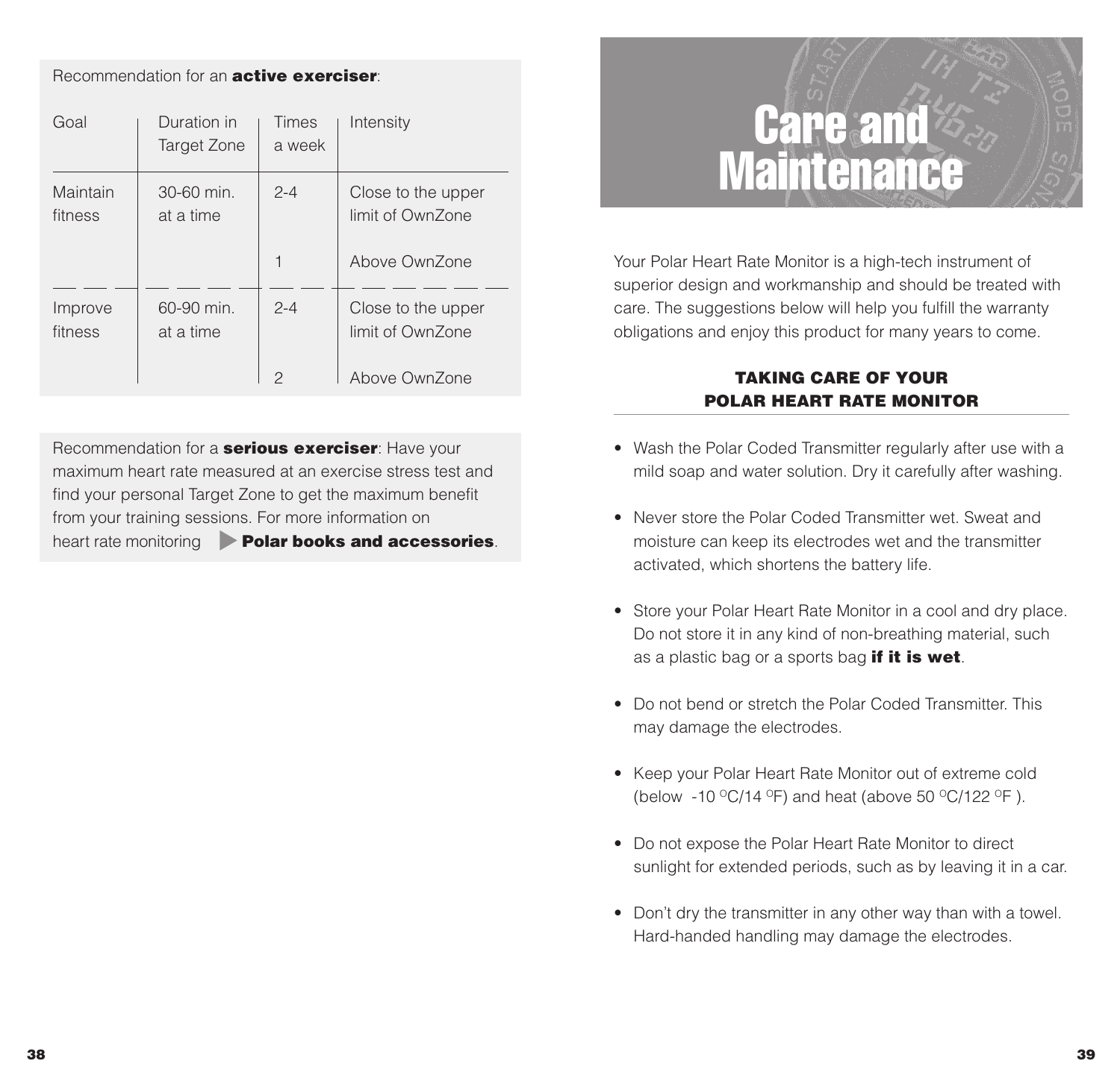Recommendation for an **active exerciser**:

| Goal | Duration in Target Zone | Times a week | Intensity |
|---|---|---|---|
| Maintain fitness | 30-60 min. at a time | 2-4 | Close to the upper limit of OwnZone |
| | | 1 | Above OwnZone |
| Improve fitness | 60-90 min. at a time | 2-4 | Close to the upper limit of OwnZone |
| | | 2 | Above OwnZone |

Recommendation for a **serious exerciser**: Have your maximum heart rate measured at an exercise stress test and find your personal Target Zone to get the maximum benefit from your training sessions. For more information on heart rate monitoring ▶ **Polar books and accessories**.

# Care and Maintenance

Your Polar Heart Rate Monitor is a high-tech instrument of superior design and workmanship and should be treated with care. The suggestions below will help you fulfill the warranty obligations and enjoy this product for many years to come.

## TAKING CARE OF YOUR POLAR HEART RATE MONITOR

- Wash the Polar Coded Transmitter regularly after use with a mild soap and water solution. Dry it carefully after washing.
- Never store the Polar Coded Transmitter wet. Sweat and moisture can keep its electrodes wet and the transmitter activated, which shortens the battery life.
- Store your Polar Heart Rate Monitor in a cool and dry place. Do not store it in any kind of non-breathing material, such as a plastic bag or a sports bag **if it is wet**.
- Do not bend or stretch the Polar Coded Transmitter. This may damage the electrodes.
- Keep your Polar Heart Rate Monitor out of extreme cold (below -10 $^{o}$C/14 $^{o}$F) and heat (above 50 $^{o}$C/122 $^{o}$F ).
- Do not expose the Polar Heart Rate Monitor to direct sunlight for extended periods, such as by leaving it in a car.
- Don't dry the transmitter in any other way than with a towel. Hard-handed handling may damage the electrodes.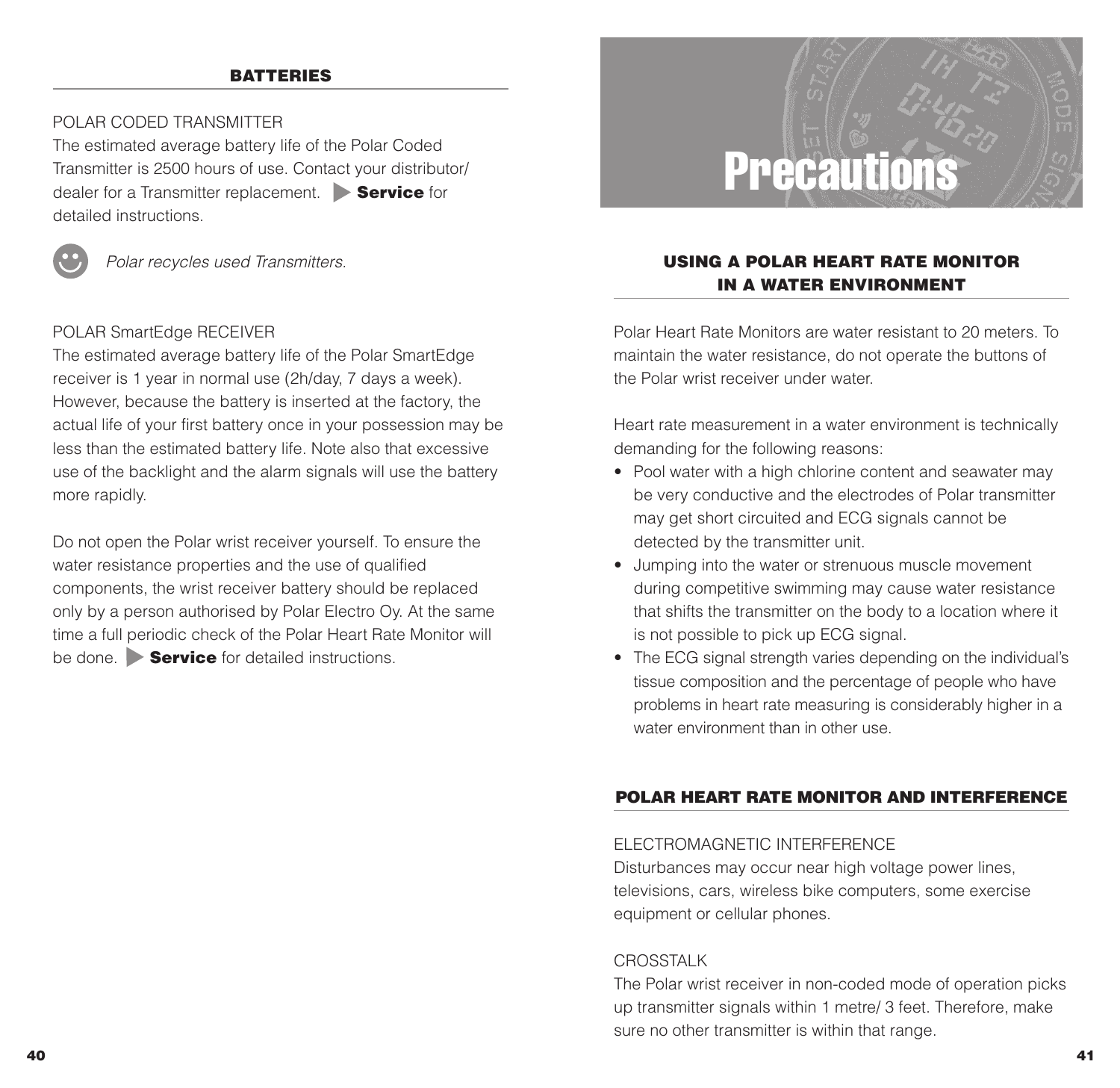## BATTERIES

POLAR CODED TRANSMITTER

The estimated average battery life of the Polar Coded Transmitter is 2500 hours of use. Contact your distributor/ dealer for a Transmitter replacement. ▶ **Service** for detailed instructions.

*Polar recycles used Transmitters.*

POLAR SmartEdge RECEIVER

The estimated average battery life of the Polar SmartEdge receiver is 1 year in normal use (2h/day, 7 days a week). However, because the battery is inserted at the factory, the actual life of your first battery once in your possession may be less than the estimated battery life. Note also that excessive use of the backlight and the alarm signals will use the battery more rapidly.

Do not open the Polar wrist receiver yourself. To ensure the water resistance properties and the use of qualified components, the wrist receiver battery should be replaced only by a person authorised by Polar Electro Oy. At the same time a full periodic check of the Polar Heart Rate Monitor will be done. ▶ **Service** for detailed instructions.

# Precautions

## USING A POLAR HEART RATE MONITOR IN A WATER ENVIRONMENT

Polar Heart Rate Monitors are water resistant to 20 meters. To maintain the water resistance, do not operate the buttons of the Polar wrist receiver under water.

Heart rate measurement in a water environment is technically demanding for the following reasons:

- Pool water with a high chlorine content and seawater may be very conductive and the electrodes of Polar transmitter may get short circuited and ECG signals cannot be detected by the transmitter unit.
- Jumping into the water or strenuous muscle movement during competitive swimming may cause water resistance that shifts the transmitter on the body to a location where it is not possible to pick up ECG signal.
- The ECG signal strength varies depending on the individual's tissue composition and the percentage of people who have problems in heart rate measuring is considerably higher in a water environment than in other use.

## POLAR HEART RATE MONITOR AND INTERFERENCE

ELECTROMAGNETIC INTERFERENCE

Disturbances may occur near high voltage power lines, televisions, cars, wireless bike computers, some exercise equipment or cellular phones.

CROSSTALK

The Polar wrist receiver in non-coded mode of operation picks up transmitter signals within 1 metre/ 3 feet. Therefore, make sure no other transmitter is within that range.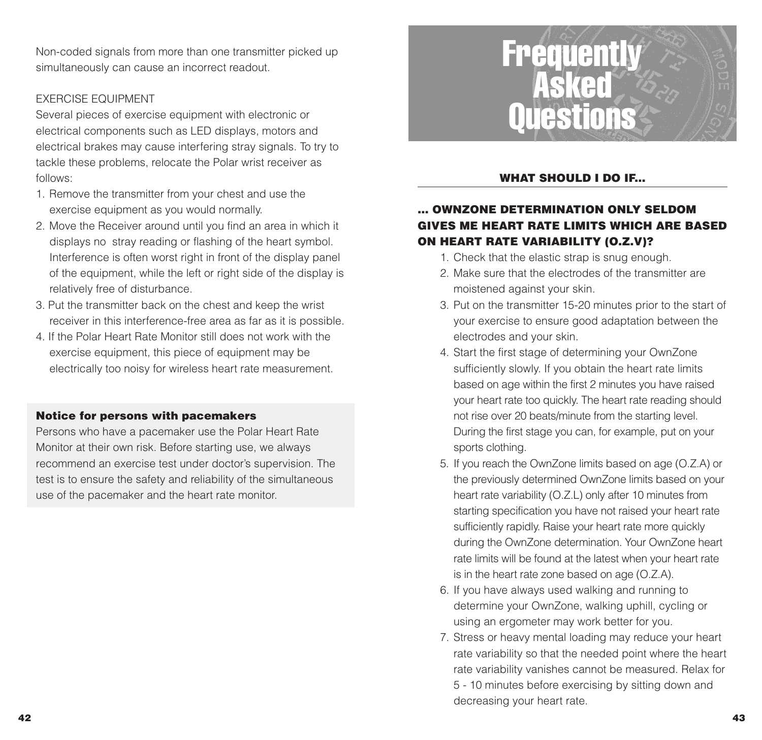Non-coded signals from more than one transmitter picked up simultaneously can cause an incorrect readout.

EXERCISE EQUIPMENT

Several pieces of exercise equipment with electronic or electrical components such as LED displays, motors and electrical brakes may cause interfering stray signals. To try to tackle these problems, relocate the Polar wrist receiver as follows:

1. Remove the transmitter from your chest and use the exercise equipment as you would normally.
2. Move the Receiver around until you find an area in which it displays no stray reading or flashing of the heart symbol. Interference is often worst right in front of the display panel of the equipment, while the left or right side of the display is relatively free of disturbance.
3. Put the transmitter back on the chest and keep the wrist receiver in this interference-free area as far as it is possible.
4. If the Polar Heart Rate Monitor still does not work with the exercise equipment, this piece of equipment may be electrically too noisy for wireless heart rate measurement.

**Notice for persons with pacemakers**

Persons who have a pacemaker use the Polar Heart Rate Monitor at their own risk. Before starting use, we always recommend an exercise test under doctor's supervision. The test is to ensure the safety and reliability of the simultaneous use of the pacemaker and the heart rate monitor.

# Frequently Asked Questions

## WHAT SHOULD I DO IF...

### ... OWNZONE DETERMINATION ONLY SELDOM GIVES ME HEART RATE LIMITS WHICH ARE BASED ON HEART RATE VARIABILITY (O.Z.V)?

1. Check that the elastic strap is snug enough.
2. Make sure that the electrodes of the transmitter are moistened against your skin.
3. Put on the transmitter 15-20 minutes prior to the start of your exercise to ensure good adaptation between the electrodes and your skin.
4. Start the first stage of determining your OwnZone sufficiently slowly. If you obtain the heart rate limits based on age within the first 2 minutes you have raised your heart rate too quickly. The heart rate reading should not rise over 20 beats/minute from the starting level. During the first stage you can, for example, put on your sports clothing.
5. If you reach the OwnZone limits based on age (O.Z.A) or the previously determined OwnZone limits based on your heart rate variability (O.Z.L) only after 10 minutes from starting specification you have not raised your heart rate sufficiently rapidly. Raise your heart rate more quickly during the OwnZone determination. Your OwnZone heart rate limits will be found at the latest when your heart rate is in the heart rate zone based on age (O.Z.A).
6. If you have always used walking and running to determine your OwnZone, walking uphill, cycling or using an ergometer may work better for you.
7. Stress or heavy mental loading may reduce your heart rate variability so that the needed point where the heart rate variability vanishes cannot be measured. Relax for 5 - 10 minutes before exercising by sitting down and decreasing your heart rate.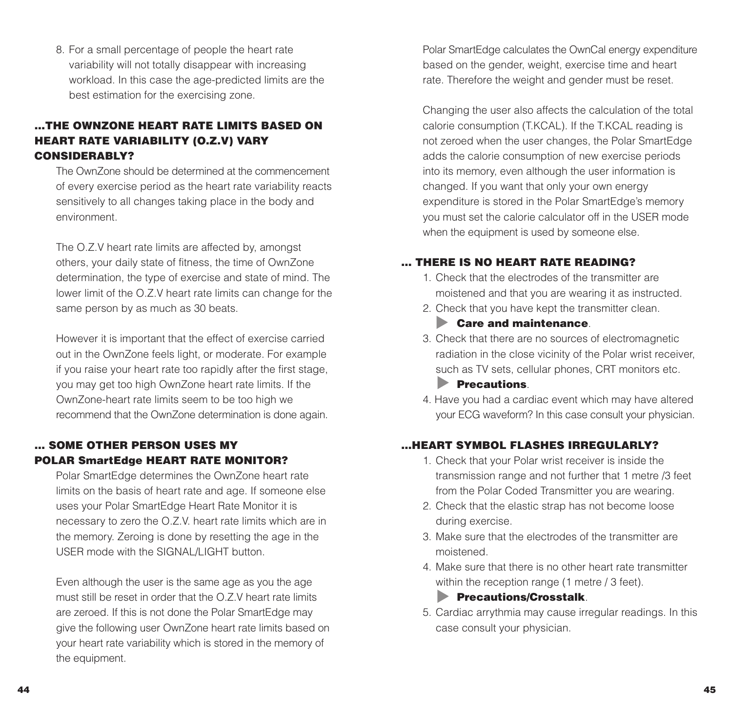8. For a small percentage of people the heart rate variability will not totally disappear with increasing workload. In this case the age-predicted limits are the best estimation for the exercising zone.

### ...THE OWNZONE HEART RATE LIMITS BASED ON HEART RATE VARIABILITY (O.Z.V) VARY CONSIDERABLY?

The OwnZone should be determined at the commencement of every exercise period as the heart rate variability reacts sensitively to all changes taking place in the body and environment.

The O.Z.V heart rate limits are affected by, amongst others, your daily state of fitness, the time of OwnZone determination, the type of exercise and state of mind. The lower limit of the O.Z.V heart rate limits can change for the same person by as much as 30 beats.

However it is important that the effect of exercise carried out in the OwnZone feels light, or moderate. For example if you raise your heart rate too rapidly after the first stage, you may get too high OwnZone heart rate limits. If the OwnZone-heart rate limits seem to be too high we recommend that the OwnZone determination is done again.

### ... SOME OTHER PERSON USES MY POLAR SmartEdge HEART RATE MONITOR?

Polar SmartEdge determines the OwnZone heart rate limits on the basis of heart rate and age. If someone else uses your Polar SmartEdge Heart Rate Monitor it is necessary to zero the O.Z.V. heart rate limits which are in the memory. Zeroing is done by resetting the age in the USER mode with the SIGNAL/LIGHT button.

Even although the user is the same age as you the age must still be reset in order that the O.Z.V heart rate limits are zeroed. If this is not done the Polar SmartEdge may give the following user OwnZone heart rate limits based on your heart rate variability which is stored in the memory of the equipment.

Polar SmartEdge calculates the OwnCal energy expenditure based on the gender, weight, exercise time and heart rate. Therefore the weight and gender must be reset.

Changing the user also affects the calculation of the total calorie consumption (T.KCAL). If the T.KCAL reading is not zeroed when the user changes, the Polar SmartEdge adds the calorie consumption of new exercise periods into its memory, even although the user information is changed. If you want that only your own energy expenditure is stored in the Polar SmartEdge's memory you must set the calorie calculator off in the USER mode when the equipment is used by someone else.

### ... THERE IS NO HEART RATE READING?

1. Check that the electrodes of the transmitter are moistened and that you are wearing it as instructed.
2. Check that you have kept the transmitter clean.
   ▶ **Care and maintenance**.
3. Check that there are no sources of electromagnetic radiation in the close vicinity of the Polar wrist receiver, such as TV sets, cellular phones, CRT monitors etc.
   ▶ **Precautions**.
4. Have you had a cardiac event which may have altered your ECG waveform? In this case consult your physician.

### ...HEART SYMBOL FLASHES IRREGULARLY?

1. Check that your Polar wrist receiver is inside the transmission range and not further that 1 metre /3 feet from the Polar Coded Transmitter you are wearing.
2. Check that the elastic strap has not become loose during exercise.
3. Make sure that the electrodes of the transmitter are moistened.
4. Make sure that there is no other heart rate transmitter within the reception range (1 metre / 3 feet).
   ▶ **Precautions/Crosstalk**.
5. Cardiac arrythmia may cause irregular readings. In this case consult your physician.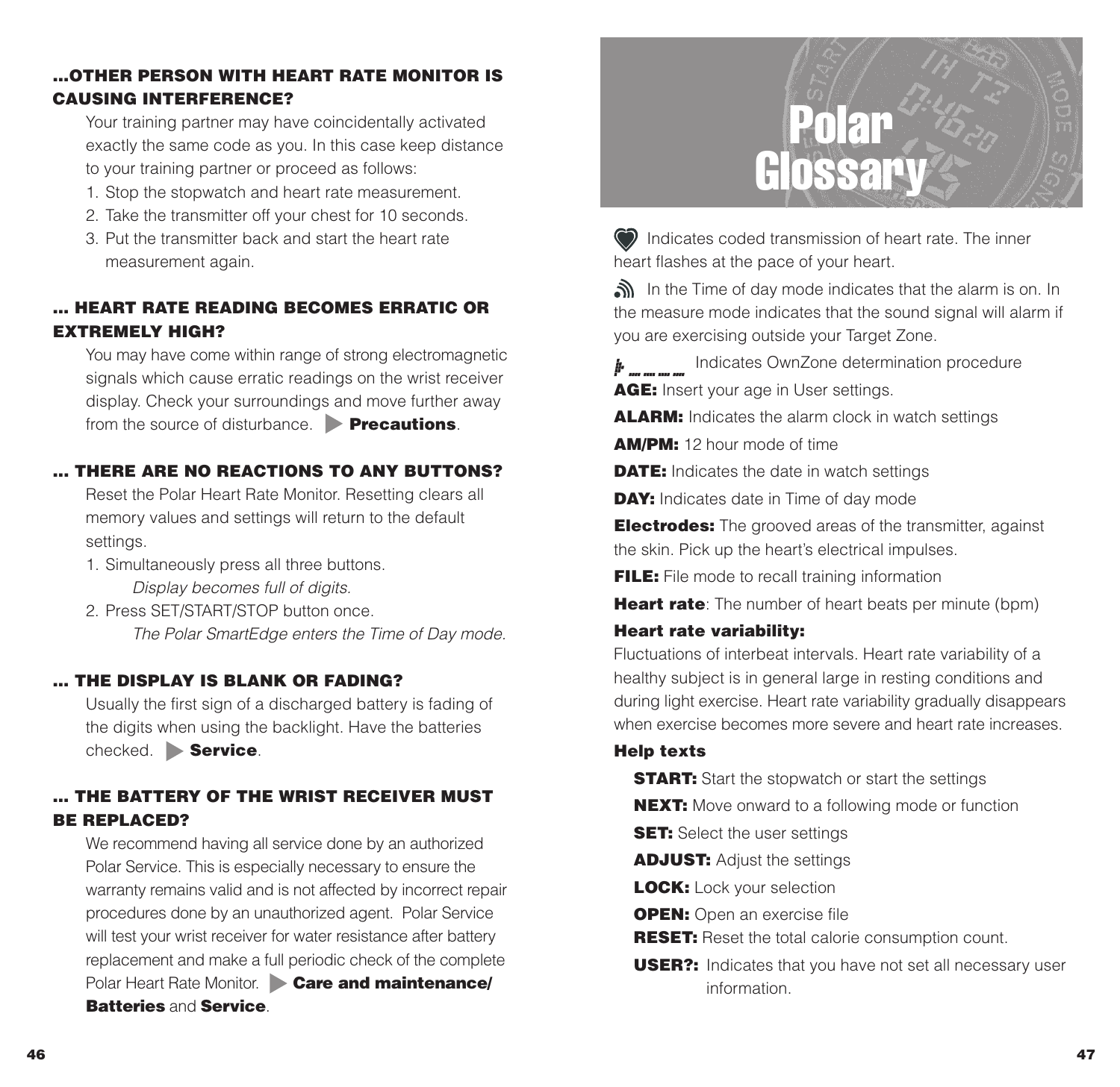### ...OTHER PERSON WITH HEART RATE MONITOR IS CAUSING INTERFERENCE?

Your training partner may have coincidentally activated exactly the same code as you. In this case keep distance to your training partner or proceed as follows:

1. Stop the stopwatch and heart rate measurement.
2. Take the transmitter off your chest for 10 seconds.
3. Put the transmitter back and start the heart rate measurement again.

### ... HEART RATE READING BECOMES ERRATIC OR EXTREMELY HIGH?

You may have come within range of strong electromagnetic signals which cause erratic readings on the wrist receiver display. Check your surroundings and move further away from the source of disturbance. ▶ **Precautions**.

### ... THERE ARE NO REACTIONS TO ANY BUTTONS?

Reset the Polar Heart Rate Monitor. Resetting clears all memory values and settings will return to the default settings.

1. Simultaneously press all three buttons.
   *Display becomes full of digits.*
2. Press SET/START/STOP button once.
   *The Polar SmartEdge enters the Time of Day mode.*

### ... THE DISPLAY IS BLANK OR FADING?

Usually the first sign of a discharged battery is fading of the digits when using the backlight. Have the batteries checked. ▶ **Service**.

### ... THE BATTERY OF THE WRIST RECEIVER MUST BE REPLACED?

We recommend having all service done by an authorized Polar Service. This is especially necessary to ensure the warranty remains valid and is not affected by incorrect repair procedures done by an unauthorized agent. Polar Service will test your wrist receiver for water resistance after battery replacement and make a full periodic check of the complete Polar Heart Rate Monitor. ▶ **Care and maintenance/ Batteries** and **Service**.

# Polar Glossary

Indicates coded transmission of heart rate. The inner heart flashes at the pace of your heart.

In the Time of day mode indicates that the alarm is on. In the measure mode indicates that the sound signal will alarm if you are exercising outside your Target Zone.

Indicates OwnZone determination procedure

**AGE:** Insert your age in User settings.

**ALARM:** Indicates the alarm clock in watch settings

**AM/PM:** 12 hour mode of time

**DATE:** Indicates the date in watch settings

**DAY:** Indicates date in Time of day mode

**Electrodes:** The grooved areas of the transmitter, against the skin. Pick up the heart's electrical impulses.

**FILE:** File mode to recall training information

**Heart rate**: The number of heart beats per minute (bpm)

**Heart rate variability:**
Fluctuations of interbeat intervals. Heart rate variability of a healthy subject is in general large in resting conditions and during light exercise. Heart rate variability gradually disappears when exercise becomes more severe and heart rate increases.

**Help texts**

- **START:** Start the stopwatch or start the settings
- **NEXT:** Move onward to a following mode or function
- **SET:** Select the user settings
- **ADJUST:** Adjust the settings
- **LOCK:** Lock your selection
- **OPEN:** Open an exercise file
- **RESET:** Reset the total calorie consumption count.
- **USER?:** Indicates that you have not set all necessary user information.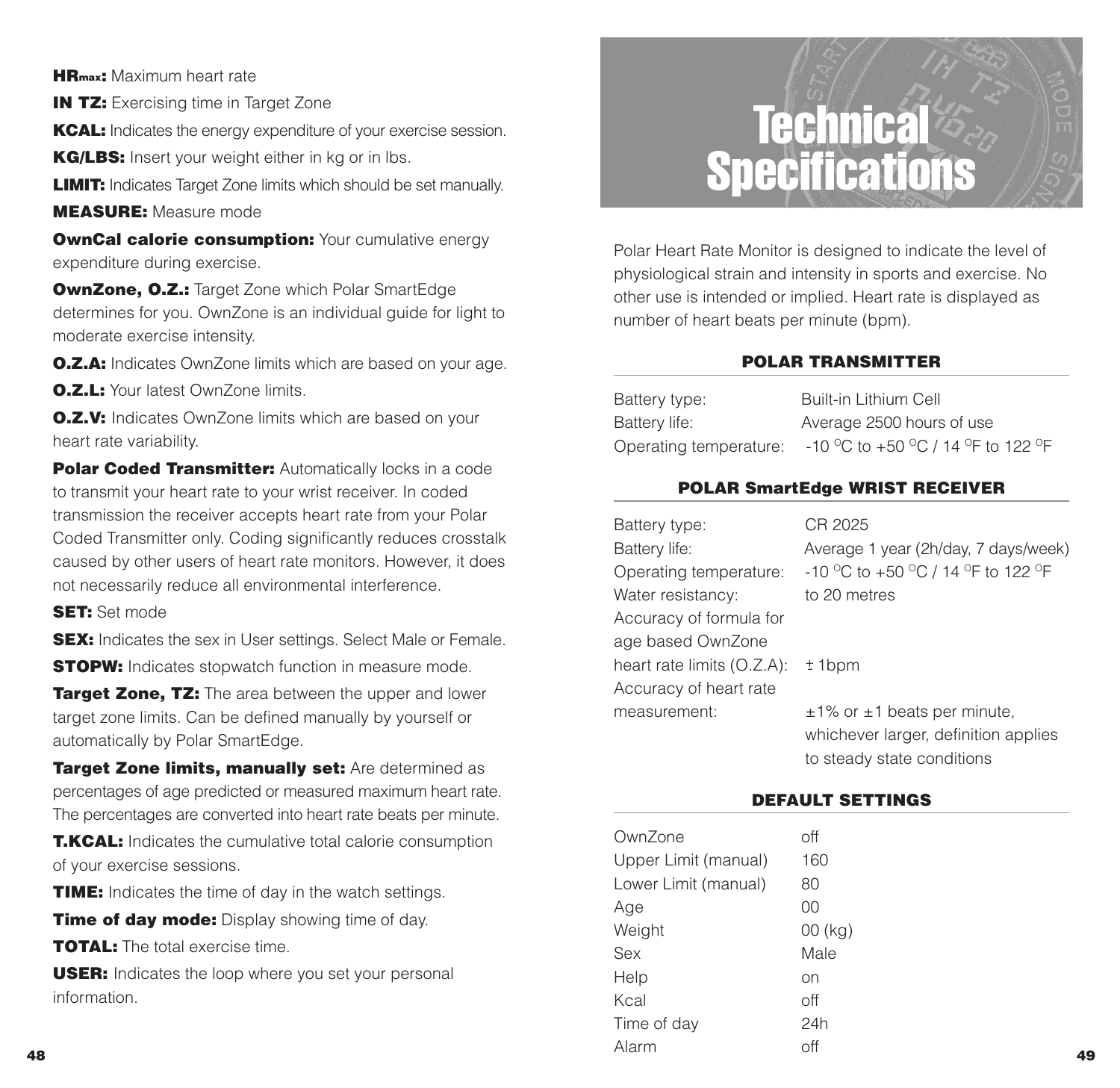**$HR_{max}$:** Maximum heart rate

**IN TZ:** Exercising time in Target Zone

**KCAL:** Indicates the energy expenditure of your exercise session.

**KG/LBS:** Insert your weight either in kg or in lbs.

**LIMIT:** Indicates Target Zone limits which should be set manually.

**MEASURE:** Measure mode

**OwnCal calorie consumption:** Your cumulative energy expenditure during exercise.

**OwnZone, O.Z.:** Target Zone which Polar SmartEdge determines for you. OwnZone is an individual guide for light to moderate exercise intensity.

**O.Z.A:** Indicates OwnZone limits which are based on your age.

**O.Z.L:** Your latest OwnZone limits.

**O.Z.V:** Indicates OwnZone limits which are based on your heart rate variability.

**Polar Coded Transmitter:** Automatically locks in a code to transmit your heart rate to your wrist receiver. In coded transmission the receiver accepts heart rate from your Polar Coded Transmitter only. Coding significantly reduces crosstalk caused by other users of heart rate monitors. However, it does not necessarily reduce all environmental interference.

**SET:** Set mode

**SEX:** Indicates the sex in User settings. Select Male or Female.

**STOPW:** Indicates stopwatch function in measure mode.

**Target Zone, TZ:** The area between the upper and lower target zone limits. Can be defined manually by yourself or automatically by Polar SmartEdge.

**Target Zone limits, manually set:** Are determined as percentages of age predicted or measured maximum heart rate. The percentages are converted into heart rate beats per minute.

**T.KCAL:** Indicates the cumulative total calorie consumption of your exercise sessions.

**TIME:** Indicates the time of day in the watch settings.

**Time of day mode:** Display showing time of day.

**TOTAL:** The total exercise time.

**USER:** Indicates the loop where you set your personal information.

# Technical Specifications

Polar Heart Rate Monitor is designed to indicate the level of physiological strain and intensity in sports and exercise. No other use is intended or implied. Heart rate is displayed as number of heart beats per minute (bpm).

## POLAR TRANSMITTER

| | |
|---|---|
| Battery type: | Built-in Lithium Cell |
| Battery life: | Average 2500 hours of use |
| Operating temperature: | -10 °C to +50 °C / 14 °F to 122 °F |

## POLAR SmartEdge WRIST RECEIVER

| | |
|---|---|
| Battery type: | CR 2025 |
| Battery life: | Average 1 year (2h/day, 7 days/week) |
| Operating temperature: | -10 °C to +50 °C / 14 °F to 122 °F |
| Water resistancy: | to 20 metres |
| Accuracy of formula for age based OwnZone heart rate limits (O.Z.A): | ± 1bpm |
| Accuracy of heart rate measurement: | ±1% or ±1 beats per minute, whichever larger, definition applies to steady state conditions |

## DEFAULT SETTINGS

| | |
|---|---|
| OwnZone | off |
| Upper Limit (manual) | 160 |
| Lower Limit (manual) | 80 |
| Age | 00 |
| Weight | 00 (kg) |
| Sex | Male |
| Help | on |
| Kcal | off |
| Time of day | 24h |
| Alarm | off |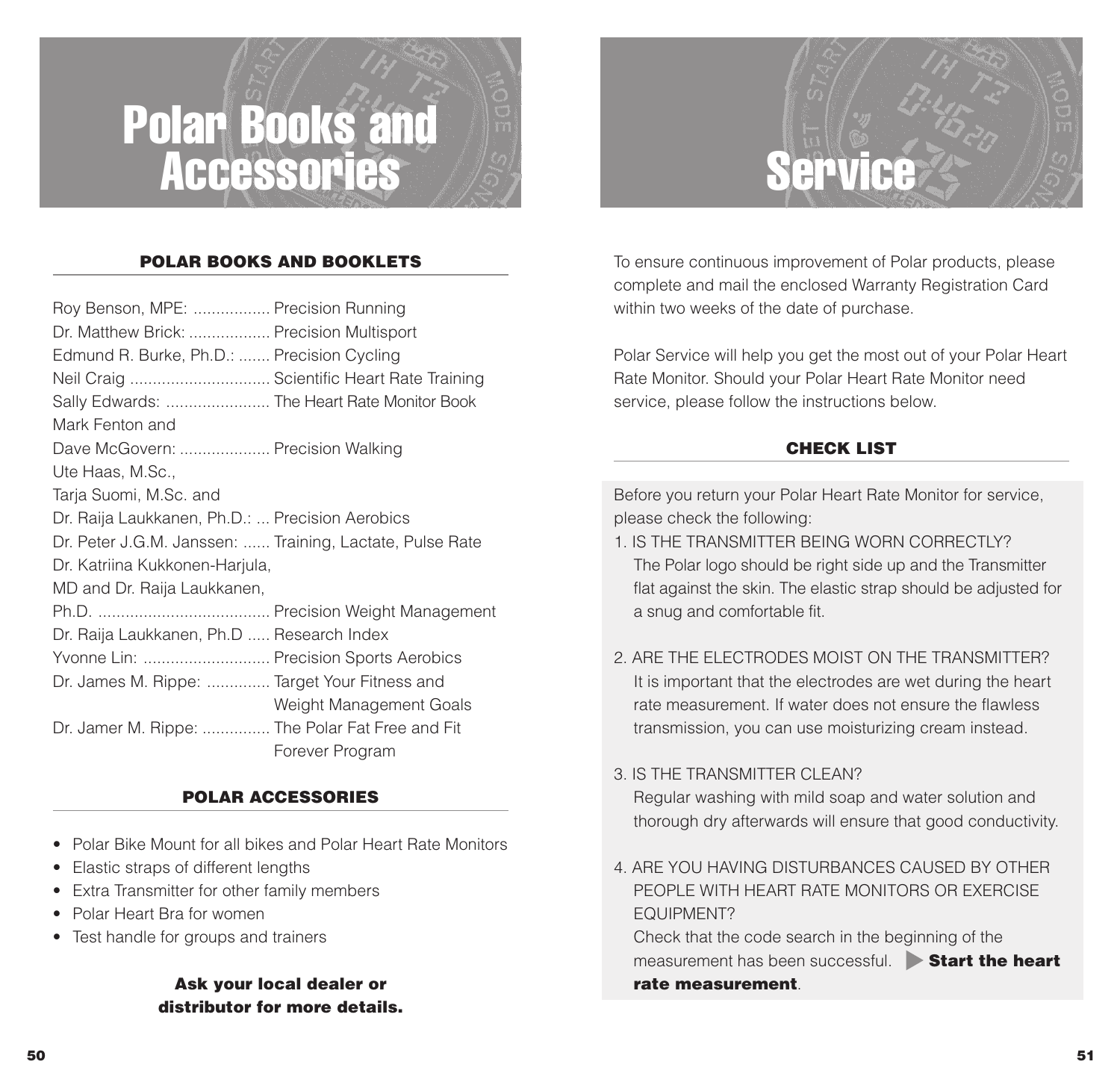# Polar Books and Accessories

## POLAR BOOKS AND BOOKLETS

Roy Benson, MPE: ................. Precision Running
Dr. Matthew Brick: .................. Precision Multisport
Edmund R. Burke, Ph.D.: ....... Precision Cycling
Neil Craig ............................... Scientific Heart Rate Training
Sally Edwards: ....................... The Heart Rate Monitor Book
Mark Fenton and
Dave McGovern: .................... Precision Walking
Ute Haas, M.Sc.,
Tarja Suomi, M.Sc. and
Dr. Raija Laukkanen, Ph.D.: ... Precision Aerobics
Dr. Peter J.G.M. Janssen: ...... Training, Lactate, Pulse Rate
Dr. Katriina Kukkonen-Harjula,
MD and Dr. Raija Laukkanen,
Ph.D. ...................................... Precision Weight Management
Dr. Raija Laukkanen, Ph.D ..... Research Index
Yvonne Lin: ............................ Precision Sports Aerobics
Dr. James M. Rippe: .............. Target Your Fitness and Weight Management Goals
Dr. Jamer M. Rippe: ............... The Polar Fat Free and Fit Forever Program

## POLAR ACCESSORIES

- Polar Bike Mount for all bikes and Polar Heart Rate Monitors
- Elastic straps of different lengths
- Extra Transmitter for other family members
- Polar Heart Bra for women
- Test handle for groups and trainers

**Ask your local dealer or distributor for more details.**

# Service

To ensure continuous improvement of Polar products, please complete and mail the enclosed Warranty Registration Card within two weeks of the date of purchase.

Polar Service will help you get the most out of your Polar Heart Rate Monitor. Should your Polar Heart Rate Monitor need service, please follow the instructions below.

## CHECK LIST

Before you return your Polar Heart Rate Monitor for service, please check the following:

1. IS THE TRANSMITTER BEING WORN CORRECTLY?
   The Polar logo should be right side up and the Transmitter flat against the skin. The elastic strap should be adjusted for a snug and comfortable fit.

2. ARE THE ELECTRODES MOIST ON THE TRANSMITTER?
   It is important that the electrodes are wet during the heart rate measurement. If water does not ensure the flawless transmission, you can use moisturizing cream instead.

3. IS THE TRANSMITTER CLEAN?
   Regular washing with mild soap and water solution and thorough dry afterwards will ensure that good conductivity.

4. ARE YOU HAVING DISTURBANCES CAUSED BY OTHER PEOPLE WITH HEART RATE MONITORS OR EXERCISE EQUIPMENT?
   Check that the code search in the beginning of the measurement has been successful. ▶ **Start the heart rate measurement**.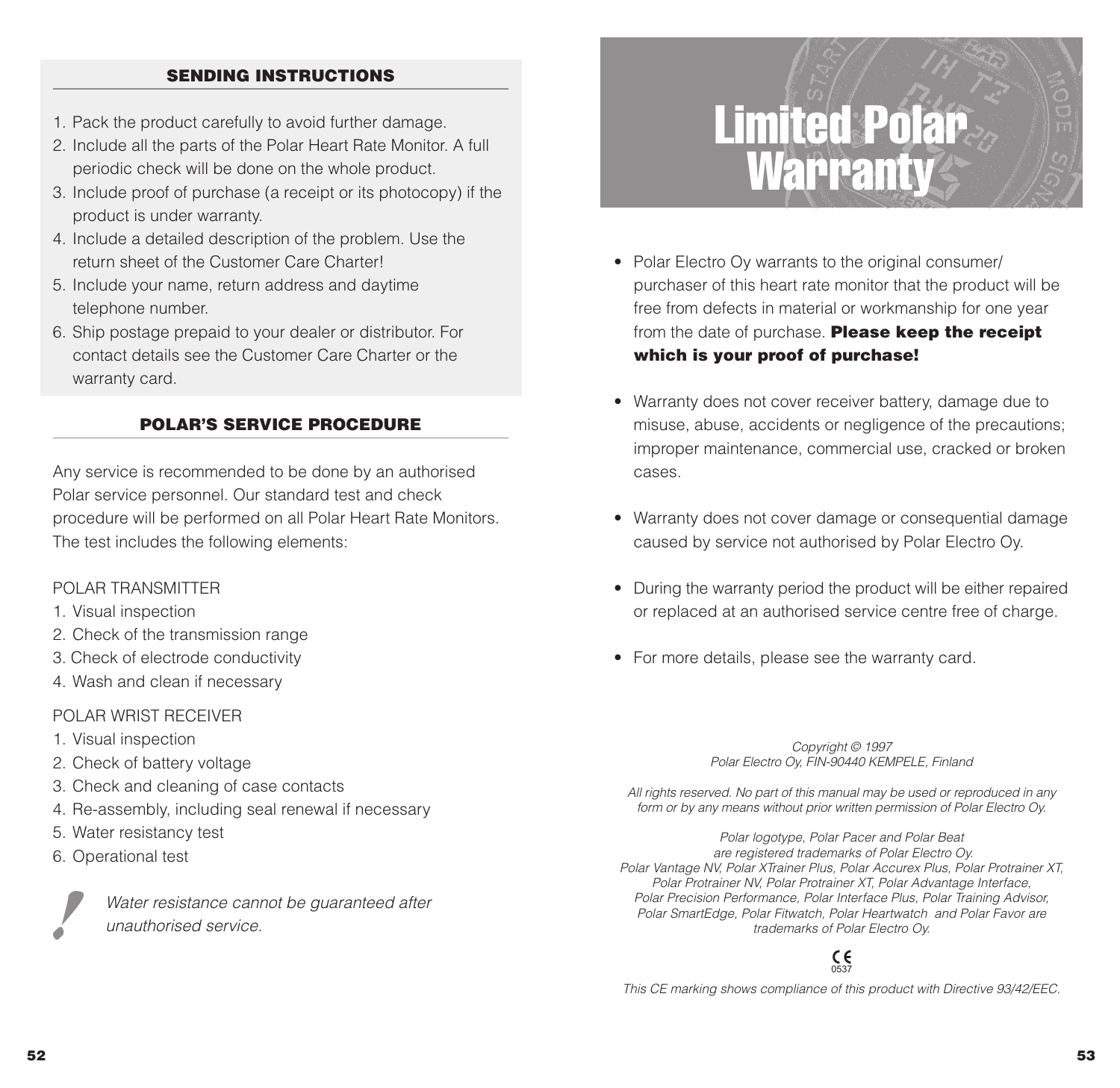## SENDING INSTRUCTIONS

1. Pack the product carefully to avoid further damage.
2. Include all the parts of the Polar Heart Rate Monitor. A full periodic check will be done on the whole product.
3. Include proof of purchase (a receipt or its photocopy) if the product is under warranty.
4. Include a detailed description of the problem. Use the return sheet of the Customer Care Charter!
5. Include your name, return address and daytime telephone number.
6. Ship postage prepaid to your dealer or distributor. For contact details see the Customer Care Charter or the warranty card.

## POLAR'S SERVICE PROCEDURE

Any service is recommended to be done by an authorised Polar service personnel. Our standard test and check procedure will be performed on all Polar Heart Rate Monitors. The test includes the following elements:

POLAR TRANSMITTER

1. Visual inspection
2. Check of the transmission range
3. Check of electrode conductivity
4. Wash and clean if necessary

POLAR WRIST RECEIVER

1. Visual inspection
2. Check of battery voltage
3. Check and cleaning of case contacts
4. Re-assembly, including seal renewal if necessary
5. Water resistancy test
6. Operational test

! *Water resistance cannot be guaranteed after unauthorised service.*

# Limited Polar Warranty

- Polar Electro Oy warrants to the original consumer/ purchaser of this heart rate monitor that the product will be free from defects in material or workmanship for one year from the date of purchase. **Please keep the receipt which is your proof of purchase!**
- Warranty does not cover receiver battery, damage due to misuse, abuse, accidents or negligence of the precautions; improper maintenance, commercial use, cracked or broken cases.
- Warranty does not cover damage or consequential damage caused by service not authorised by Polar Electro Oy.
- During the warranty period the product will be either repaired or replaced at an authorised service centre free of charge.
- For more details, please see the warranty card.

*Copyright © 1997*
*Polar Electro Oy, FIN-90440 KEMPELE, Finland*

*All rights reserved. No part of this manual may be used or reproduced in any form or by any means without prior written permission of Polar Electro Oy.*

*Polar logotype, Polar Pacer and Polar Beat are registered trademarks of Polar Electro Oy. Polar Vantage NV, Polar XTrainer Plus, Polar Accurex Plus, Polar Protrainer XT, Polar Protrainer NV, Polar Protrainer XT, Polar Advantage Interface, Polar Precision Performance, Polar Interface Plus, Polar Training Advisor, Polar SmartEdge, Polar Fitwatch, Polar Heartwatch and Polar Favor are trademarks of Polar Electro Oy.*

CE 0537

*This CE marking shows compliance of this product with Directive 93/42/EEC.*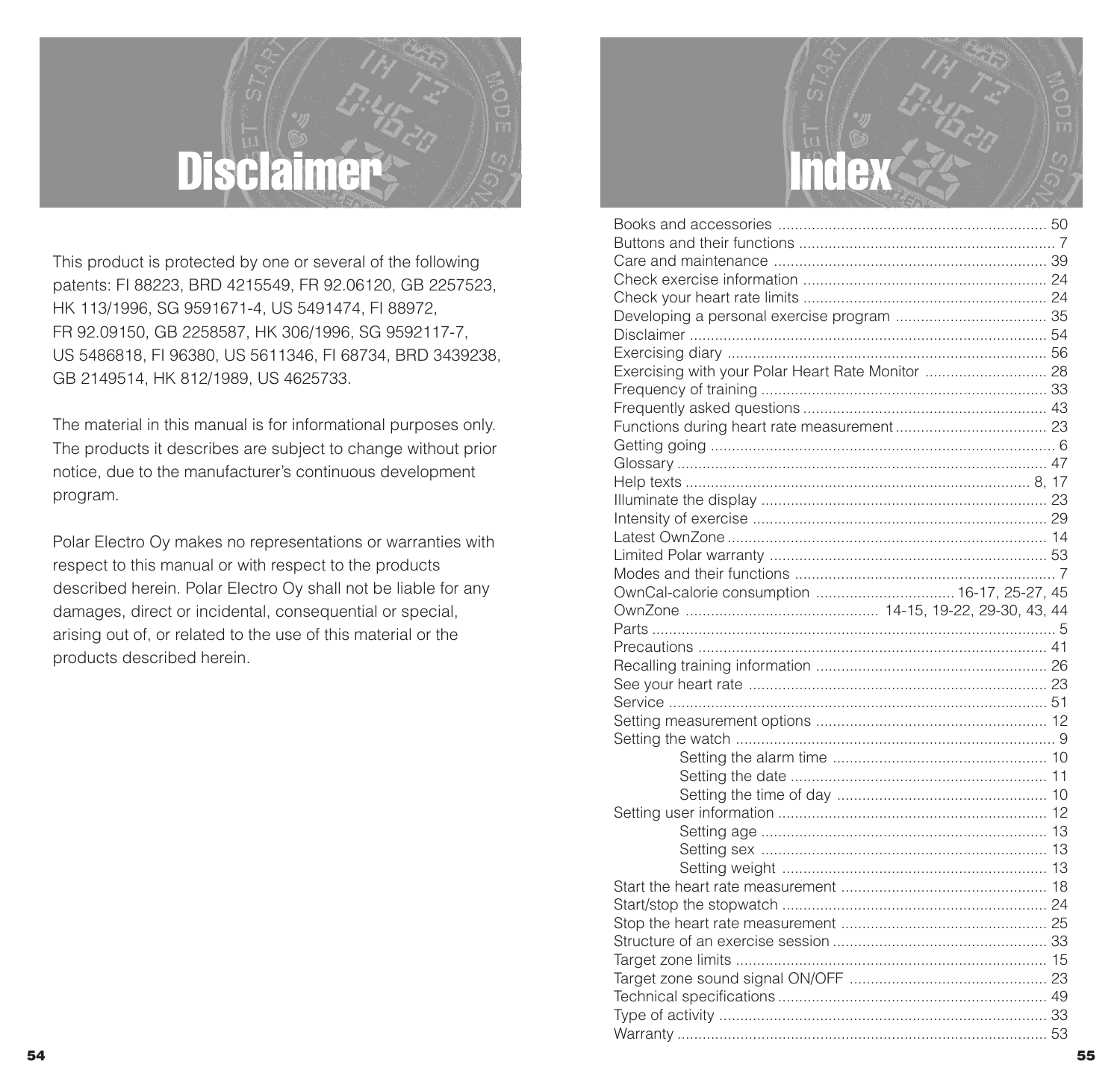# Disclaimer

This product is protected by one or several of the following patents: FI 88223, BRD 4215549, FR 92.06120, GB 2257523, HK 113/1996, SG 9591671-4, US 5491474, FI 88972, FR 92.09150, GB 2258587, HK 306/1996, SG 9592117-7, US 5486818, FI 96380, US 5611346, FI 68734, BRD 3439238, GB 2149514, HK 812/1989, US 4625733.

The material in this manual is for informational purposes only. The products it describes are subject to change without prior notice, due to the manufacturer's continuous development program.

Polar Electro Oy makes no representations or warranties with respect to this manual or with respect to the products described herein. Polar Electro Oy shall not be liable for any damages, direct or incidental, consequential or special, arising out of, or related to the use of this material or the products described herein.

# Index

Books and accessories ........ 50
Buttons and their functions ........ 7
Care and maintenance ........ 39
Check exercise information ........ 24
Check your heart rate limits ........ 24
Developing a personal exercise program ........ 35
Disclaimer ........ 54
Exercising diary ........ 56
Exercising with your Polar Heart Rate Monitor ........ 28
Frequency of training ........ 33
Frequently asked questions ........ 43
Functions during heart rate measurement ........ 23
Getting going ........ 6
Glossary ........ 47
Help texts ........ 8, 17
Illuminate the display ........ 23
Intensity of exercise ........ 29
Latest OwnZone ........ 14
Limited Polar warranty ........ 53
Modes and their functions ........ 7
OwnCal-calorie consumption ........ 16-17, 25-27, 45
OwnZone ........ 14-15, 19-22, 29-30, 43, 44
Parts ........ 5
Precautions ........ 41
Recalling training information ........ 26
See your heart rate ........ 23
Service ........ 51
Setting measurement options ........ 12
Setting the watch ........ 9
- Setting the alarm time ........ 10
- Setting the date ........ 11
- Setting the time of day ........ 10

Setting user information ........ 12
- Setting age ........ 13
- Setting sex ........ 13
- Setting weight ........ 13

Start the heart rate measurement ........ 18
Start/stop the stopwatch ........ 24
Stop the heart rate measurement ........ 25
Structure of an exercise session ........ 33
Target zone limits ........ 15
Target zone sound signal ON/OFF ........ 23
Technical specifications ........ 49
Type of activity ........ 33
Warranty ........ 53